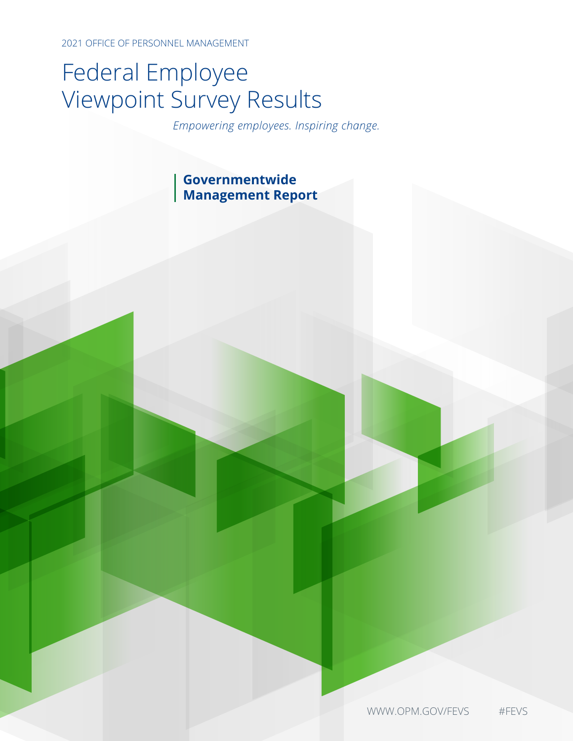2021 OFFICE OF PERSONNEL MANAGEMENT

# Federal Employee Viewpoint Survey Results

*Empowering employees. Inspiring change.*

## Governmentwide Management Report

WWW.OPM.GOV/FEVS #FEVS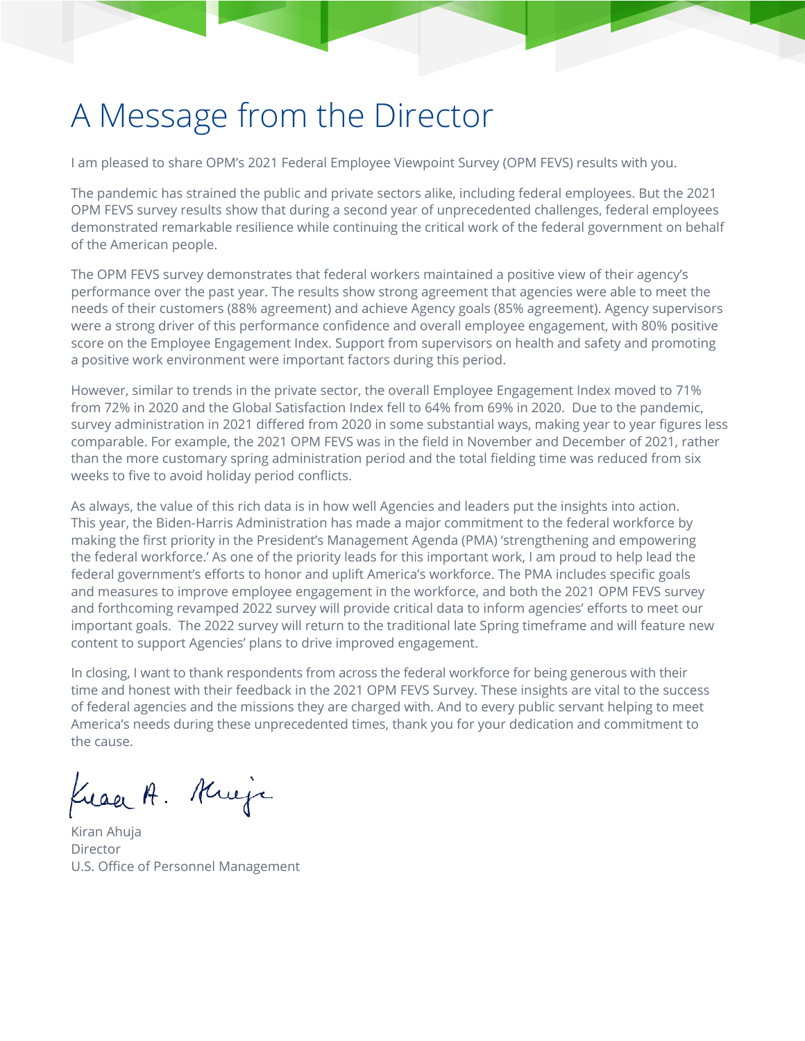# A Message from the Director

I am pleased to share OPM's 2021 Federal Employee Viewpoint Survey (OPM FEVS) results with you.

The pandemic has strained the public and private sectors alike, including federal employees. But the 2021 OPM FEVS survey results show that during a second year of unprecedented challenges, federal employees demonstrated remarkable resilience while continuing the critical work of the federal government on behalf of the American people.

The OPM FEVS survey demonstrates that federal workers maintained a positive view of their agency's performance over the past year. The results show strong agreement that agencies were able to meet the needs of their customers (88% agreement) and achieve Agency goals (85% agreement). Agency supervisors were a strong driver of this performance confidence and overall employee engagement, with 80% positive score on the Employee Engagement Index. Support from supervisors on health and safety and promoting a positive work environment were important factors during this period.

However, similar to trends in the private sector, the overall Employee Engagement Index moved to 71% from 72% in 2020 and the Global Satisfaction Index fell to 64% from 69% in 2020. Due to the pandemic, survey administration in 2021 differed from 2020 in some substantial ways, making year to year figures less comparable. For example, the 2021 OPM FEVS was in the field in November and December of 2021, rather than the more customary spring administration period and the total fielding time was reduced from six weeks to five to avoid holiday period conflicts.

As always, the value of this rich data is in how well Agencies and leaders put the insights into action. This year, the Biden-Harris Administration has made a major commitment to the federal workforce by making the first priority in the President's Management Agenda (PMA) 'strengthening and empowering the federal workforce.' As one of the priority leads for this important work, I am proud to help lead the federal government's efforts to honor and uplift America's workforce. The PMA includes specific goals and measures to improve employee engagement in the workforce, and both the 2021 OPM FEVS survey and forthcoming revamped 2022 survey will provide critical data to inform agencies' efforts to meet our important goals. The 2022 survey will return to the traditional late Spring timeframe and will feature new content to support Agencies' plans to drive improved engagement.

In closing, I want to thank respondents from across the federal workforce for being generous with their time and honest with their feedback in the 2021 OPM FEVS Survey. These insights are vital to the success of federal agencies and the missions they are charged with. And to every public servant helping to meet America's needs during these unprecedented times, thank you for your dedication and commitment to the cause.

Kiran Ahuja
Director
U.S. Office of Personnel Management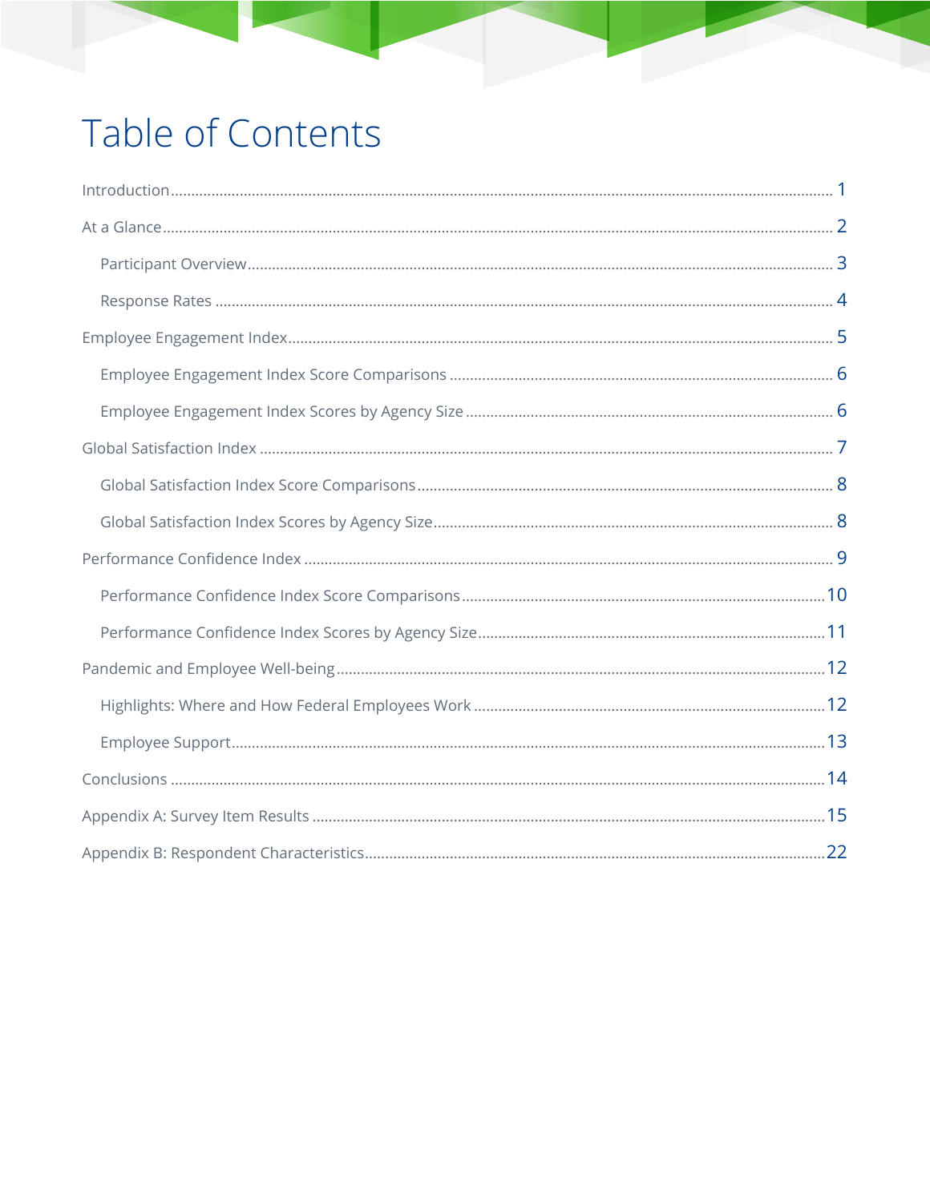# Table of Contents

- Introduction ... 1
- At a Glance ... 2
  - Participant Overview ... 3
  - Response Rates ... 4
- Employee Engagement Index ... 5
  - Employee Engagement Index Score Comparisons ... 6
  - Employee Engagement Index Scores by Agency Size ... 6
- Global Satisfaction Index ... 7
  - Global Satisfaction Index Score Comparisons ... 8
  - Global Satisfaction Index Scores by Agency Size ... 8
- Performance Confidence Index ... 9
  - Performance Confidence Index Score Comparisons ... 10
  - Performance Confidence Index Scores by Agency Size ... 11
- Pandemic and Employee Well-being ... 12
  - Highlights: Where and How Federal Employees Work ... 12
  - Employee Support ... 13
- Conclusions ... 14
- Appendix A: Survey Item Results ... 15
- Appendix B: Respondent Characteristics ... 22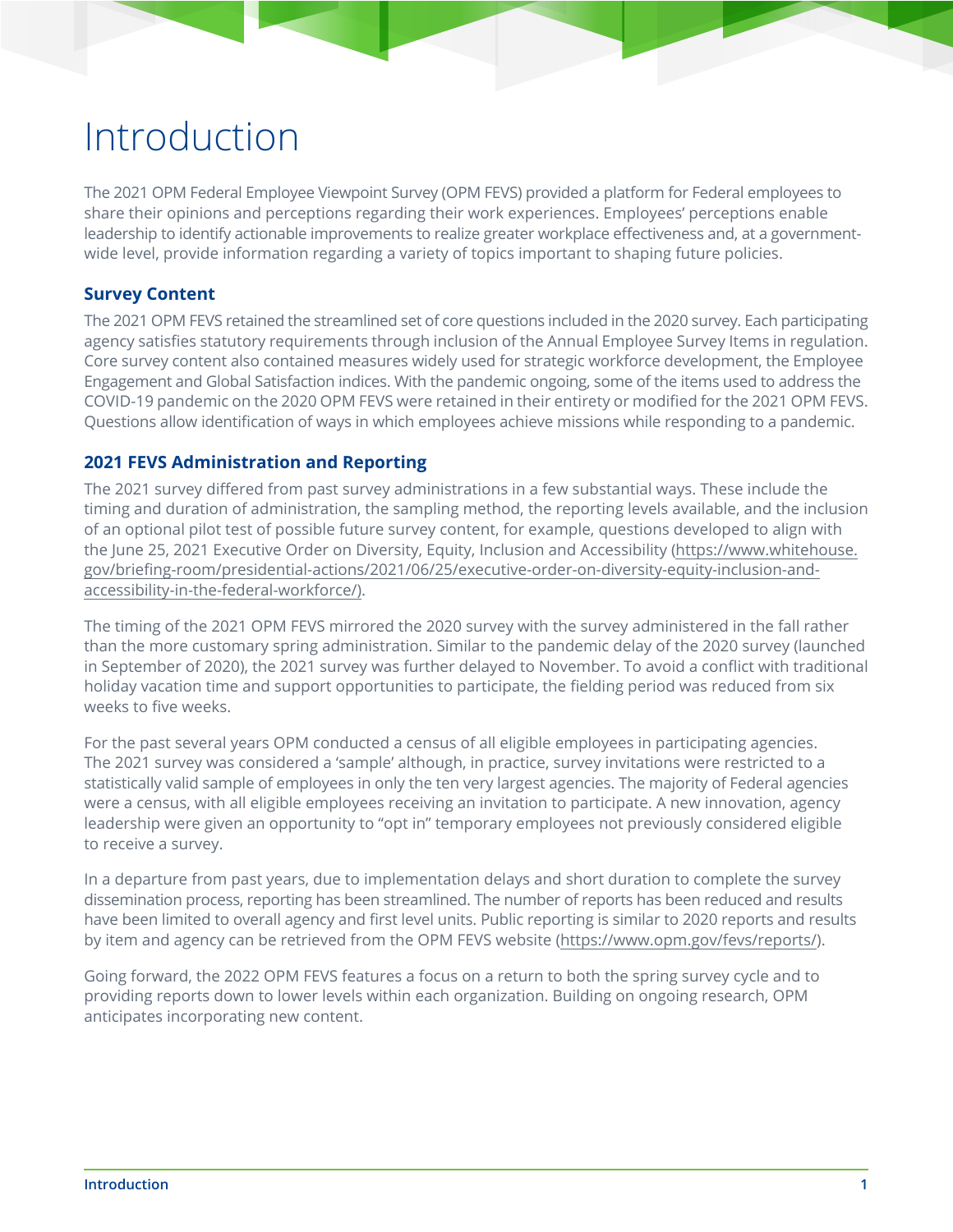# Introduction

The 2021 OPM Federal Employee Viewpoint Survey (OPM FEVS) provided a platform for Federal employees to share their opinions and perceptions regarding their work experiences. Employees' perceptions enable leadership to identify actionable improvements to realize greater workplace effectiveness and, at a government-wide level, provide information regarding a variety of topics important to shaping future policies.

## Survey Content

The 2021 OPM FEVS retained the streamlined set of core questions included in the 2020 survey. Each participating agency satisfies statutory requirements through inclusion of the Annual Employee Survey Items in regulation. Core survey content also contained measures widely used for strategic workforce development, the Employee Engagement and Global Satisfaction indices. With the pandemic ongoing, some of the items used to address the COVID-19 pandemic on the 2020 OPM FEVS were retained in their entirety or modified for the 2021 OPM FEVS. Questions allow identification of ways in which employees achieve missions while responding to a pandemic.

## 2021 FEVS Administration and Reporting

The 2021 survey differed from past survey administrations in a few substantial ways. These include the timing and duration of administration, the sampling method, the reporting levels available, and the inclusion of an optional pilot test of possible future survey content, for example, questions developed to align with the June 25, 2021 Executive Order on Diversity, Equity, Inclusion and Accessibility (https://www.whitehouse.gov/briefing-room/presidential-actions/2021/06/25/executive-order-on-diversity-equity-inclusion-and-accessibility-in-the-federal-workforce/).

The timing of the 2021 OPM FEVS mirrored the 2020 survey with the survey administered in the fall rather than the more customary spring administration. Similar to the pandemic delay of the 2020 survey (launched in September of 2020), the 2021 survey was further delayed to November. To avoid a conflict with traditional holiday vacation time and support opportunities to participate, the fielding period was reduced from six weeks to five weeks.

For the past several years OPM conducted a census of all eligible employees in participating agencies. The 2021 survey was considered a 'sample' although, in practice, survey invitations were restricted to a statistically valid sample of employees in only the ten very largest agencies. The majority of Federal agencies were a census, with all eligible employees receiving an invitation to participate. A new innovation, agency leadership were given an opportunity to "opt in" temporary employees not previously considered eligible to receive a survey.

In a departure from past years, due to implementation delays and short duration to complete the survey dissemination process, reporting has been streamlined. The number of reports has been reduced and results have been limited to overall agency and first level units. Public reporting is similar to 2020 reports and results by item and agency can be retrieved from the OPM FEVS website (https://www.opm.gov/fevs/reports/).

Going forward, the 2022 OPM FEVS features a focus on a return to both the spring survey cycle and to providing reports down to lower levels within each organization. Building on ongoing research, OPM anticipates incorporating new content.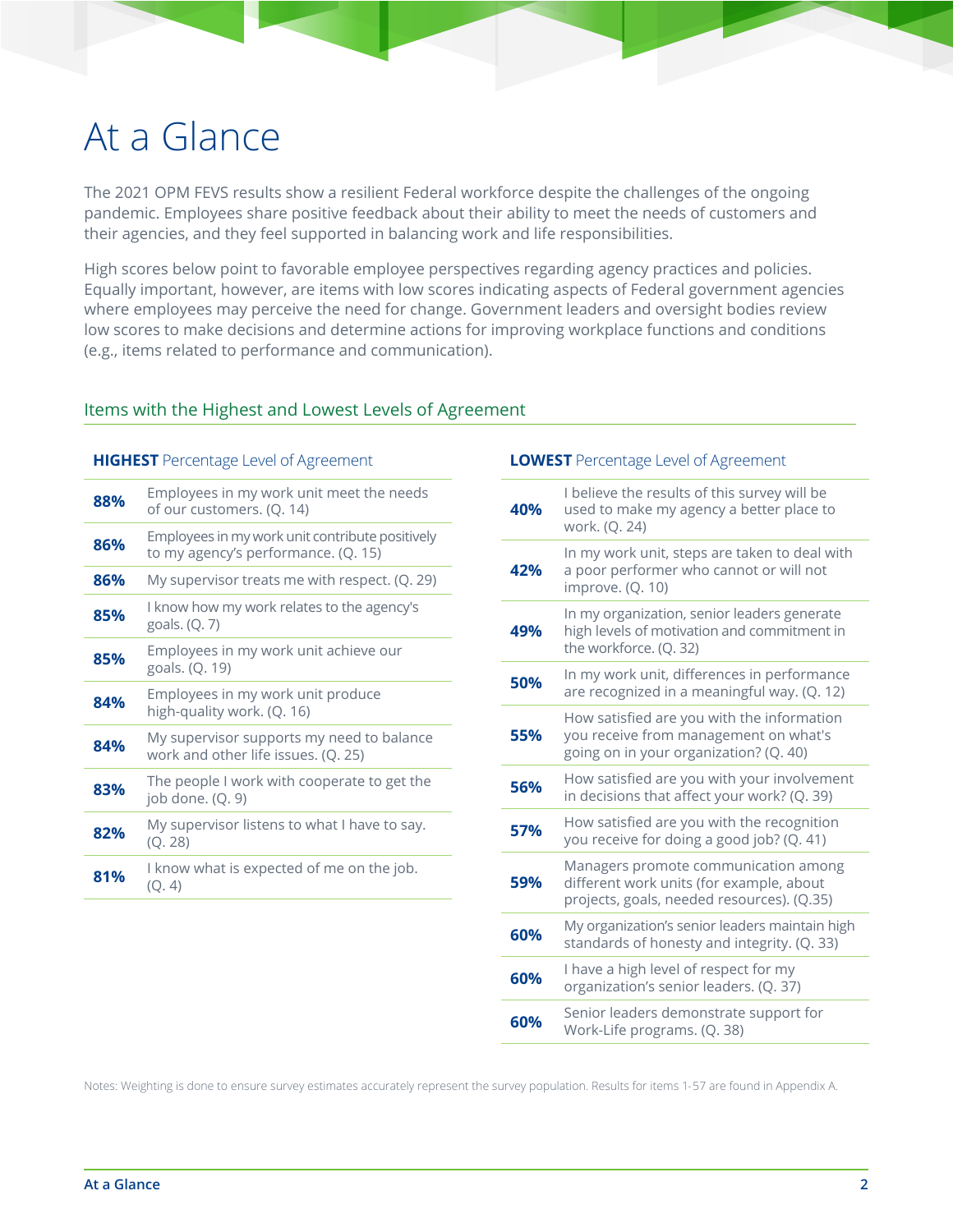# At a Glance

The 2021 OPM FEVS results show a resilient Federal workforce despite the challenges of the ongoing pandemic. Employees share positive feedback about their ability to meet the needs of customers and their agencies, and they feel supported in balancing work and life responsibilities.

High scores below point to favorable employee perspectives regarding agency practices and policies. Equally important, however, are items with low scores indicating aspects of Federal government agencies where employees may perceive the need for change. Government leaders and oversight bodies review low scores to make decisions and determine actions for improving workplace functions and conditions (e.g., items related to performance and communication).

## Items with the Highest and Lowest Levels of Agreement

**HIGHEST** Percentage Level of Agreement

| | |
|---|---|
| **88%** | Employees in my work unit meet the needs of our customers. (Q. 14) |
| **86%** | Employees in my work unit contribute positively to my agency's performance. (Q. 15) |
| **86%** | My supervisor treats me with respect. (Q. 29) |
| **85%** | I know how my work relates to the agency's goals. (Q. 7) |
| **85%** | Employees in my work unit achieve our goals. (Q. 19) |
| **84%** | Employees in my work unit produce high-quality work. (Q. 16) |
| **84%** | My supervisor supports my need to balance work and other life issues. (Q. 25) |
| **83%** | The people I work with cooperate to get the job done. (Q. 9) |
| **82%** | My supervisor listens to what I have to say. (Q. 28) |
| **81%** | I know what is expected of me on the job. (Q. 4) |

**LOWEST** Percentage Level of Agreement

| | |
|---|---|
| **40%** | I believe the results of this survey will be used to make my agency a better place to work. (Q. 24) |
| **42%** | In my work unit, steps are taken to deal with a poor performer who cannot or will not improve. (Q. 10) |
| **49%** | In my organization, senior leaders generate high levels of motivation and commitment in the workforce. (Q. 32) |
| **50%** | In my work unit, differences in performance are recognized in a meaningful way. (Q. 12) |
| **55%** | How satisfied are you with the information you receive from management on what's going on in your organization? (Q. 40) |
| **56%** | How satisfied are you with your involvement in decisions that affect your work? (Q. 39) |
| **57%** | How satisfied are you with the recognition you receive for doing a good job? (Q. 41) |
| **59%** | Managers promote communication among different work units (for example, about projects, goals, needed resources). (Q.35) |
| **60%** | My organization's senior leaders maintain high standards of honesty and integrity. (Q. 33) |
| **60%** | I have a high level of respect for my organization's senior leaders. (Q. 37) |
| **60%** | Senior leaders demonstrate support for Work-Life programs. (Q. 38) |

Notes: Weighting is done to ensure survey estimates accurately represent the survey population. Results for items 1-57 are found in Appendix A.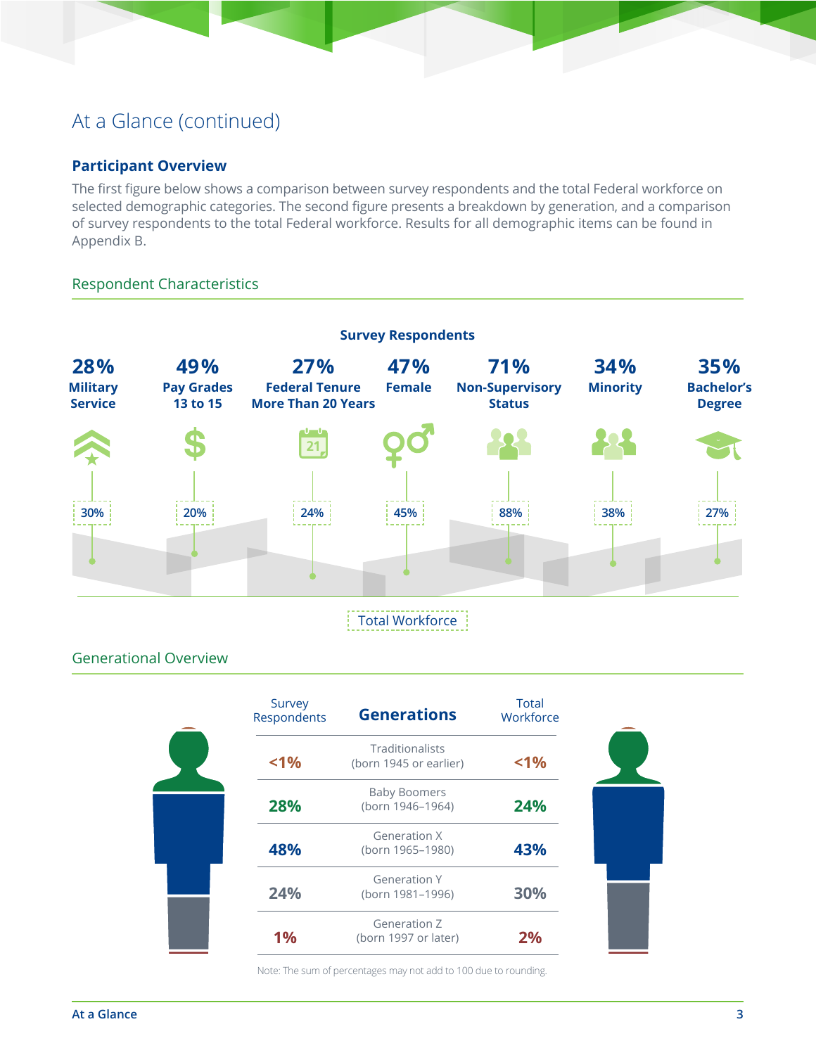# At a Glance (continued)

### Participant Overview

The first figure below shows a comparison between survey respondents and the total Federal workforce on selected demographic categories. The second figure presents a breakdown by generation, and a comparison of survey respondents to the total Federal workforce. Results for all demographic items can be found in Appendix B.

## Respondent Characteristics

| | Military Service | Pay Grades 13 to 15 | Federal Tenure More Than 20 Years | Female | Non-Supervisory Status | Minority | Bachelor's Degree |
|---|---|---|---|---|---|---|---|
| Survey Respondents | 28% | 49% | 27% | 47% | 71% | 34% | 35% |
| Total Workforce | 30% | 20% | 24% | 45% | 88% | 38% | 27% |

## Generational Overview

| Survey Respondents | Generations | Total Workforce |
|---|---|---|
| <1% | Traditionalists (born 1945 or earlier) | <1% |
| 28% | Baby Boomers (born 1946–1964) | 24% |
| 48% | Generation X (born 1965–1980) | 43% |
| 24% | Generation Y (born 1981–1996) | 30% |
| 1% | Generation Z (born 1997 or later) | 2% |

Note: The sum of percentages may not add to 100 due to rounding.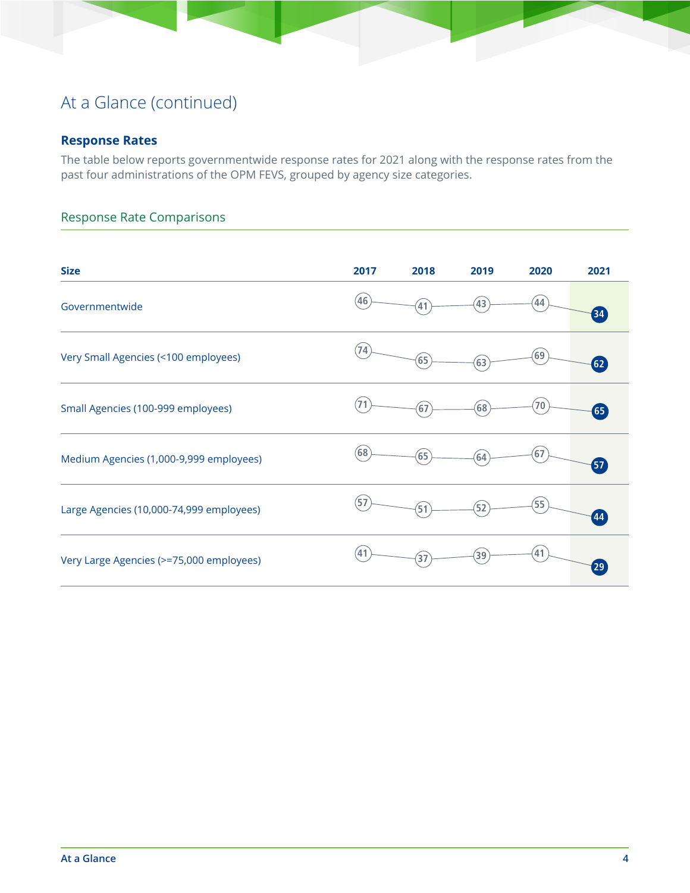# At a Glance (continued)

## Response Rates

The table below reports governmentwide response rates for 2021 along with the response rates from the past four administrations of the OPM FEVS, grouped by agency size categories.

### Response Rate Comparisons

| Size | 2017 | 2018 | 2019 | 2020 | 2021 |
|---|---|---|---|---|---|
| Governmentwide | 46 | 41 | 43 | 44 | 34 |
| Very Small Agencies (<100 employees) | 74 | 65 | 63 | 69 | 62 |
| Small Agencies (100-999 employees) | 71 | 67 | 68 | 70 | 65 |
| Medium Agencies (1,000-9,999 employees) | 68 | 65 | 64 | 67 | 57 |
| Large Agencies (10,000-74,999 employees) | 57 | 51 | 52 | 55 | 44 |
| Very Large Agencies (>=75,000 employees) | 41 | 37 | 39 | 41 | 29 |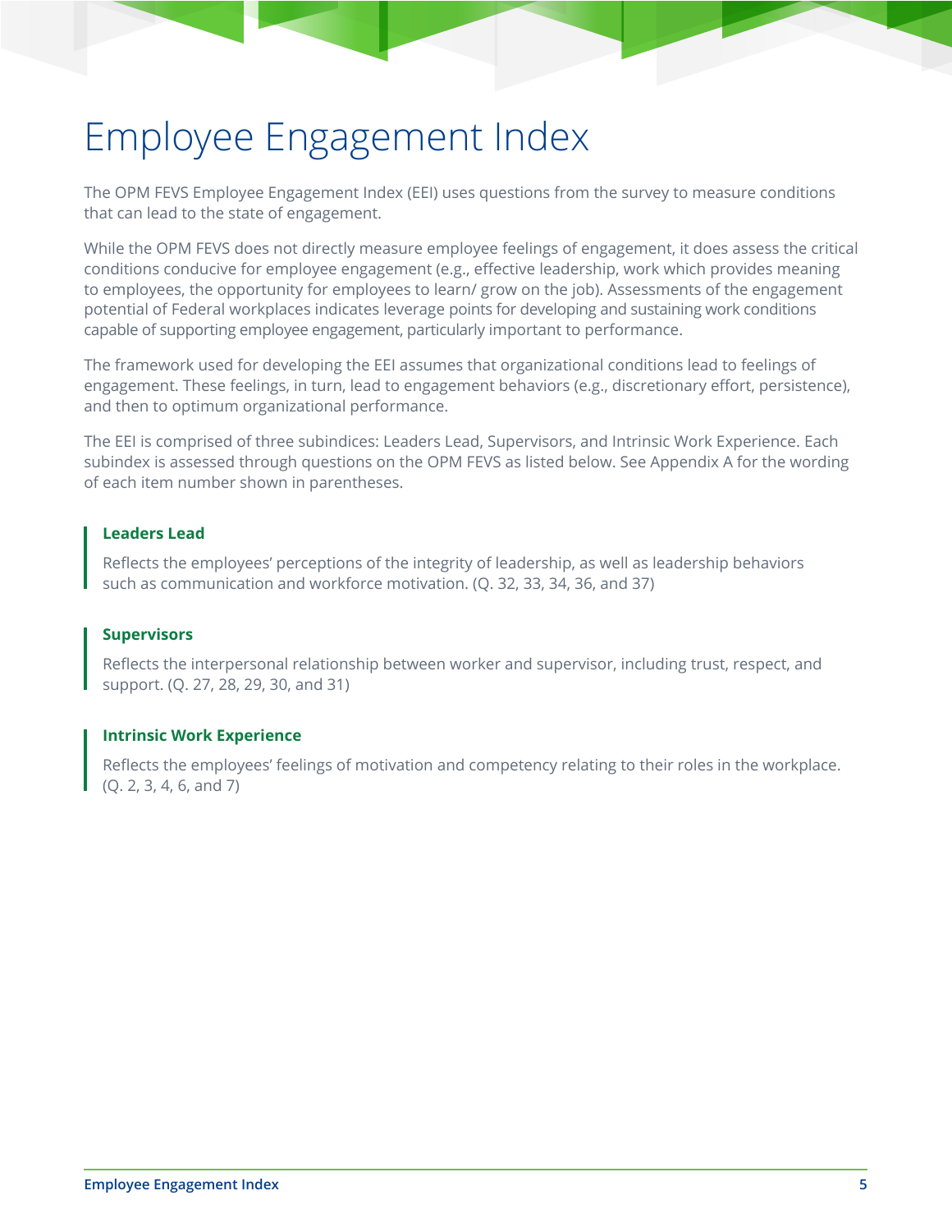# Employee Engagement Index

The OPM FEVS Employee Engagement Index (EEI) uses questions from the survey to measure conditions that can lead to the state of engagement.

While the OPM FEVS does not directly measure employee feelings of engagement, it does assess the critical conditions conducive for employee engagement (e.g., effective leadership, work which provides meaning to employees, the opportunity for employees to learn/ grow on the job). Assessments of the engagement potential of Federal workplaces indicates leverage points for developing and sustaining work conditions capable of supporting employee engagement, particularly important to performance.

The framework used for developing the EEI assumes that organizational conditions lead to feelings of engagement. These feelings, in turn, lead to engagement behaviors (e.g., discretionary effort, persistence), and then to optimum organizational performance.

The EEI is comprised of three subindices: Leaders Lead, Supervisors, and Intrinsic Work Experience. Each subindex is assessed through questions on the OPM FEVS as listed below. See Appendix A for the wording of each item number shown in parentheses.

**Leaders Lead**

Reflects the employees' perceptions of the integrity of leadership, as well as leadership behaviors such as communication and workforce motivation. (Q. 32, 33, 34, 36, and 37)

**Supervisors**

Reflects the interpersonal relationship between worker and supervisor, including trust, respect, and support. (Q. 27, 28, 29, 30, and 31)

**Intrinsic Work Experience**

Reflects the employees' feelings of motivation and competency relating to their roles in the workplace. (Q. 2, 3, 4, 6, and 7)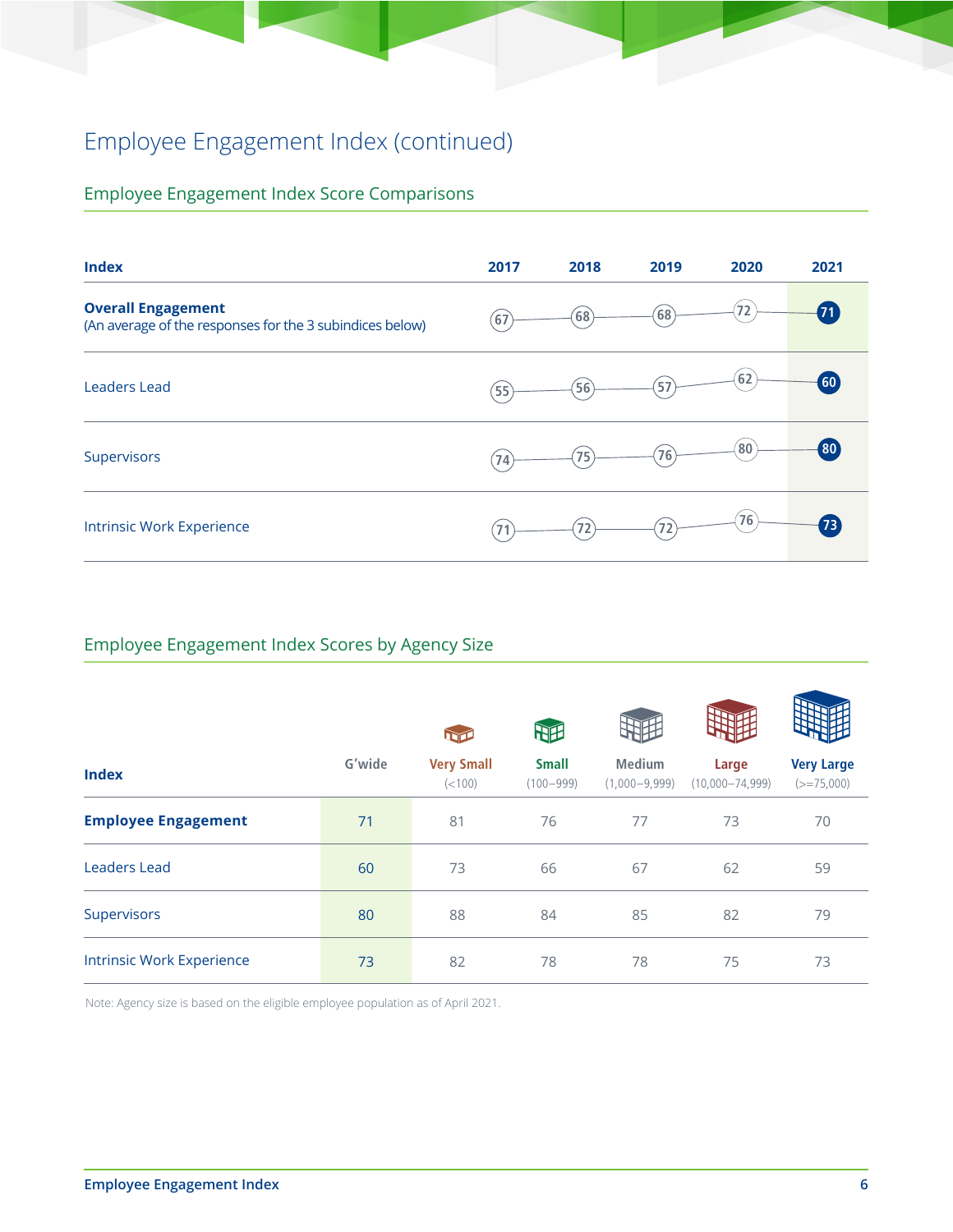# Employee Engagement Index (continued)

## Employee Engagement Index Score Comparisons

| Index | 2017 | 2018 | 2019 | 2020 | 2021 |
|---|---|---|---|---|---|
| **Overall Engagement** (An average of the responses for the 3 subindices below) | 67 | 68 | 68 | 72 | 71 |
| Leaders Lead | 55 | 56 | 57 | 62 | 60 |
| Supervisors | 74 | 75 | 76 | 80 | 80 |
| Intrinsic Work Experience | 71 | 72 | 72 | 76 | 73 |

## Employee Engagement Index Scores by Agency Size

| Index | G'wide | Very Small (<100) | Small (100–999) | Medium (1,000–9,999) | Large (10,000–74,999) | Very Large (>=75,000) |
|---|---|---|---|---|---|---|
| **Employee Engagement** | 71 | 81 | 76 | 77 | 73 | 70 |
| Leaders Lead | 60 | 73 | 66 | 67 | 62 | 59 |
| Supervisors | 80 | 88 | 84 | 85 | 82 | 79 |
| Intrinsic Work Experience | 73 | 82 | 78 | 78 | 75 | 73 |

Note: Agency size is based on the eligible employee population as of April 2021.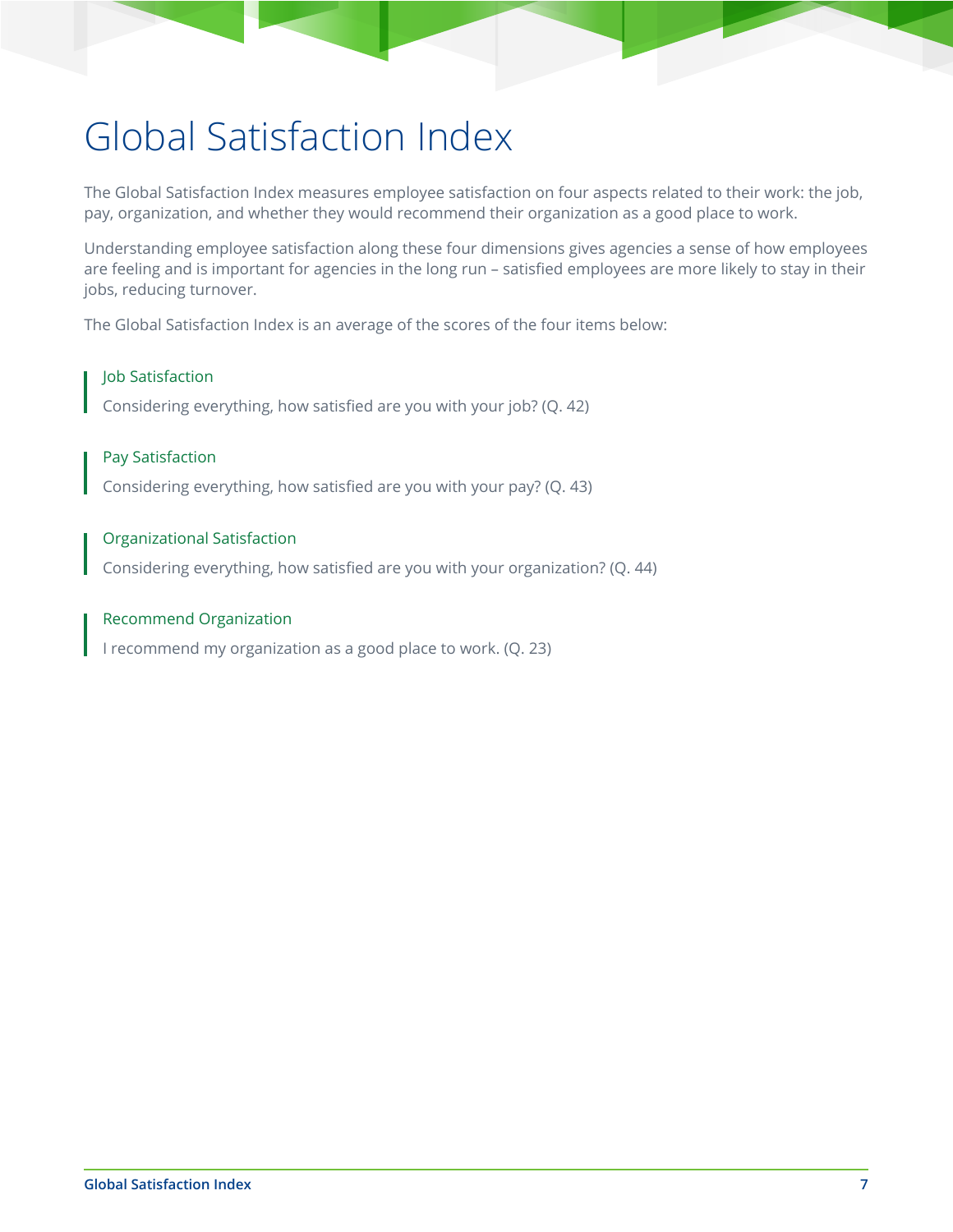# Global Satisfaction Index

The Global Satisfaction Index measures employee satisfaction on four aspects related to their work: the job, pay, organization, and whether they would recommend their organization as a good place to work.

Understanding employee satisfaction along these four dimensions gives agencies a sense of how employees are feeling and is important for agencies in the long run – satisfied employees are more likely to stay in their jobs, reducing turnover.

The Global Satisfaction Index is an average of the scores of the four items below:

### Job Satisfaction

Considering everything, how satisfied are you with your job? (Q. 42)

### Pay Satisfaction

Considering everything, how satisfied are you with your pay? (Q. 43)

### Organizational Satisfaction

Considering everything, how satisfied are you with your organization? (Q. 44)

### Recommend Organization

I recommend my organization as a good place to work. (Q. 23)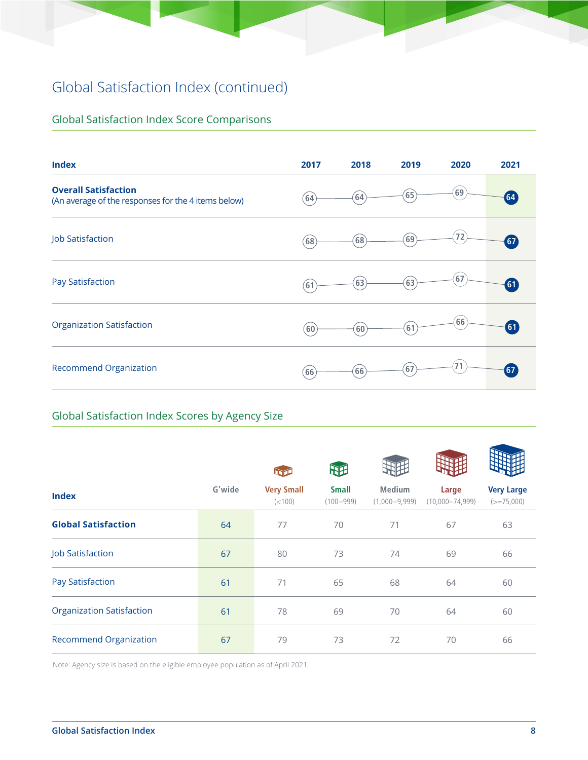# Global Satisfaction Index (continued)

## Global Satisfaction Index Score Comparisons

| Index | 2017 | 2018 | 2019 | 2020 | 2021 |
|---|---|---|---|---|---|
| **Overall Satisfaction** (An average of the responses for the 4 items below) | 64 | 64 | 65 | 69 | 64 |
| Job Satisfaction | 68 | 68 | 69 | 72 | 67 |
| Pay Satisfaction | 61 | 63 | 63 | 67 | 61 |
| Organization Satisfaction | 60 | 60 | 61 | 66 | 61 |
| Recommend Organization | 66 | 66 | 67 | 71 | 67 |

## Global Satisfaction Index Scores by Agency Size

| Index | G'wide | Very Small (<100) | Small (100–999) | Medium (1,000–9,999) | Large (10,000–74,999) | Very Large (>=75,000) |
|---|---|---|---|---|---|---|
| **Global Satisfaction** | 64 | 77 | 70 | 71 | 67 | 63 |
| Job Satisfaction | 67 | 80 | 73 | 74 | 69 | 66 |
| Pay Satisfaction | 61 | 71 | 65 | 68 | 64 | 60 |
| Organization Satisfaction | 61 | 78 | 69 | 70 | 64 | 60 |
| Recommend Organization | 67 | 79 | 73 | 72 | 70 | 66 |

Note: Agency size is based on the eligible employee population as of April 2021.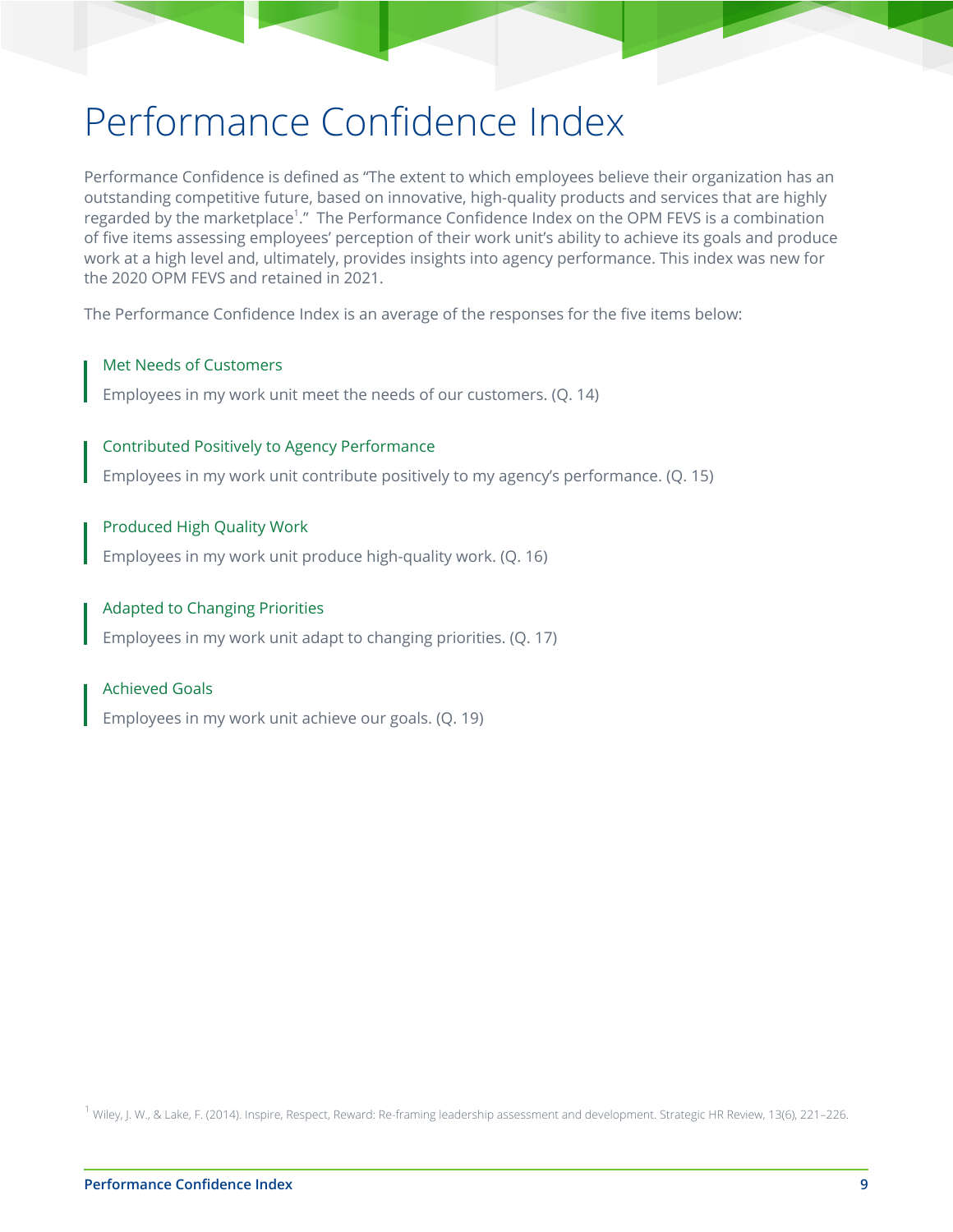# Performance Confidence Index

Performance Confidence is defined as "The extent to which employees believe their organization has an outstanding competitive future, based on innovative, high-quality products and services that are highly regarded by the marketplace[1]." The Performance Confidence Index on the OPM FEVS is a combination of five items assessing employees' perception of their work unit's ability to achieve its goals and produce work at a high level and, ultimately, provides insights into agency performance. This index was new for the 2020 OPM FEVS and retained in 2021.

The Performance Confidence Index is an average of the responses for the five items below:

**Met Needs of Customers**

Employees in my work unit meet the needs of our customers. (Q. 14)

**Contributed Positively to Agency Performance**

Employees in my work unit contribute positively to my agency's performance. (Q. 15)

**Produced High Quality Work**

Employees in my work unit produce high-quality work. (Q. 16)

**Adapted to Changing Priorities**

Employees in my work unit adapt to changing priorities. (Q. 17)

**Achieved Goals**

Employees in my work unit achieve our goals. (Q. 19)

[1] Wiley, J. W., & Lake, F. (2014). Inspire, Respect, Reward: Re-framing leadership assessment and development. Strategic HR Review, 13(6), 221–226.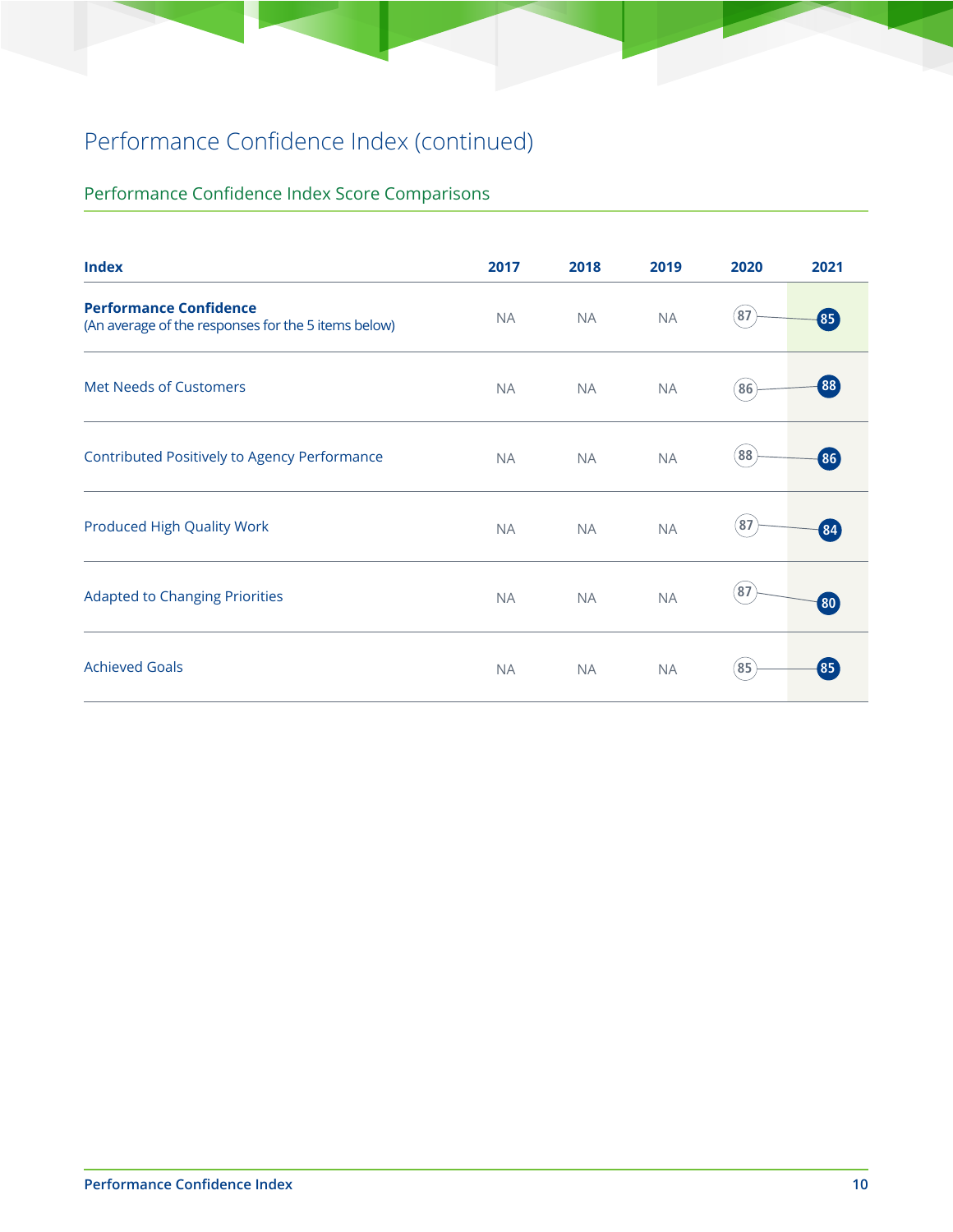# Performance Confidence Index (continued)

## Performance Confidence Index Score Comparisons

| Index | 2017 | 2018 | 2019 | 2020 | 2021 |
|---|---|---|---|---|---|
| **Performance Confidence** (An average of the responses for the 5 items below) | NA | NA | NA | 87 | 85 |
| Met Needs of Customers | NA | NA | NA | 86 | 88 |
| Contributed Positively to Agency Performance | NA | NA | NA | 88 | 86 |
| Produced High Quality Work | NA | NA | NA | 87 | 84 |
| Adapted to Changing Priorities | NA | NA | NA | 87 | 80 |
| Achieved Goals | NA | NA | NA | 85 | 85 |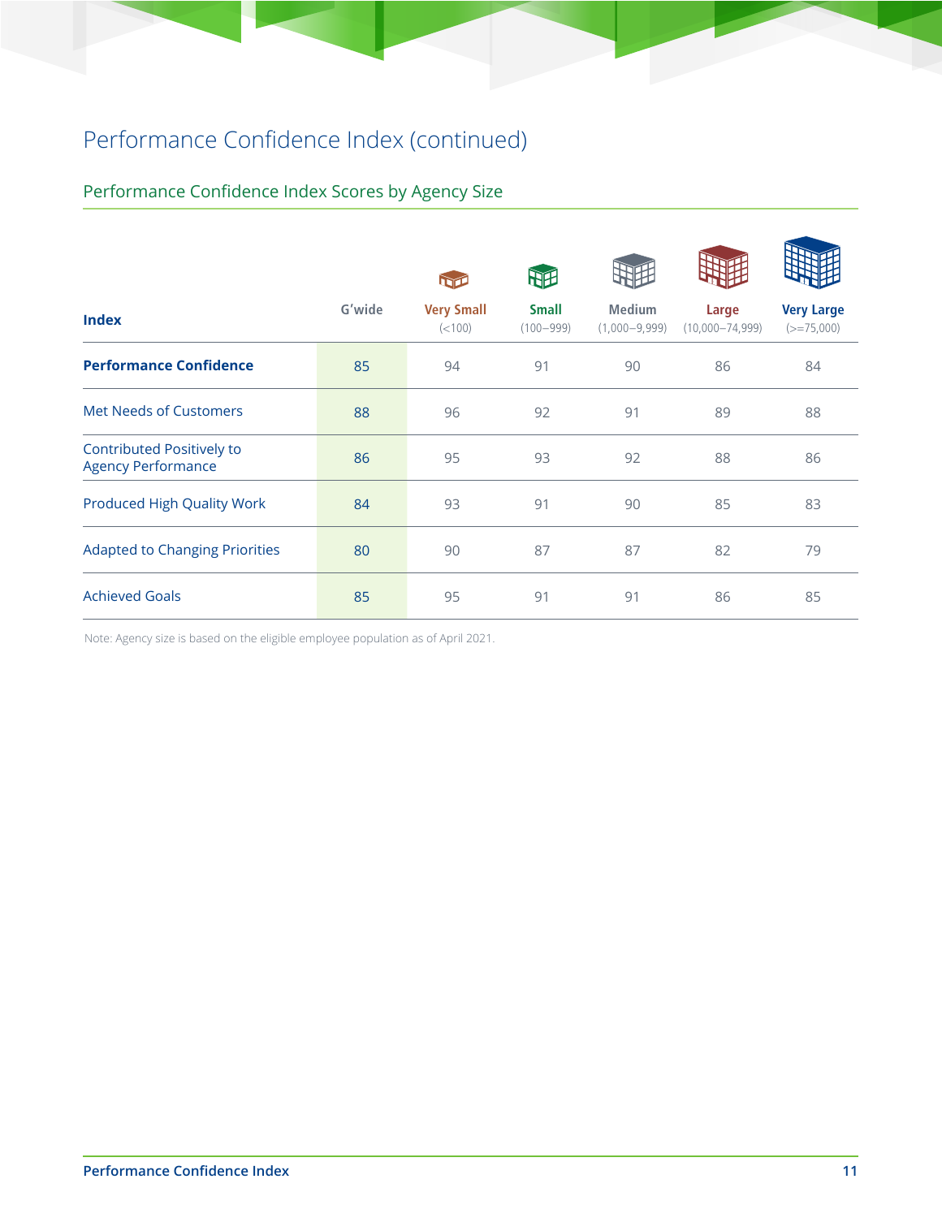# Performance Confidence Index (continued)

## Performance Confidence Index Scores by Agency Size

| Index | G'wide | Very Small (<100) | Small (100–999) | Medium (1,000–9,999) | Large (10,000–74,999) | Very Large (>=75,000) |
|---|---|---|---|---|---|---|
| **Performance Confidence** | 85 | 94 | 91 | 90 | 86 | 84 |
| Met Needs of Customers | 88 | 96 | 92 | 91 | 89 | 88 |
| Contributed Positively to Agency Performance | 86 | 95 | 93 | 92 | 88 | 86 |
| Produced High Quality Work | 84 | 93 | 91 | 90 | 85 | 83 |
| Adapted to Changing Priorities | 80 | 90 | 87 | 87 | 82 | 79 |
| Achieved Goals | 85 | 95 | 91 | 91 | 86 | 85 |

Note: Agency size is based on the eligible employee population as of April 2021.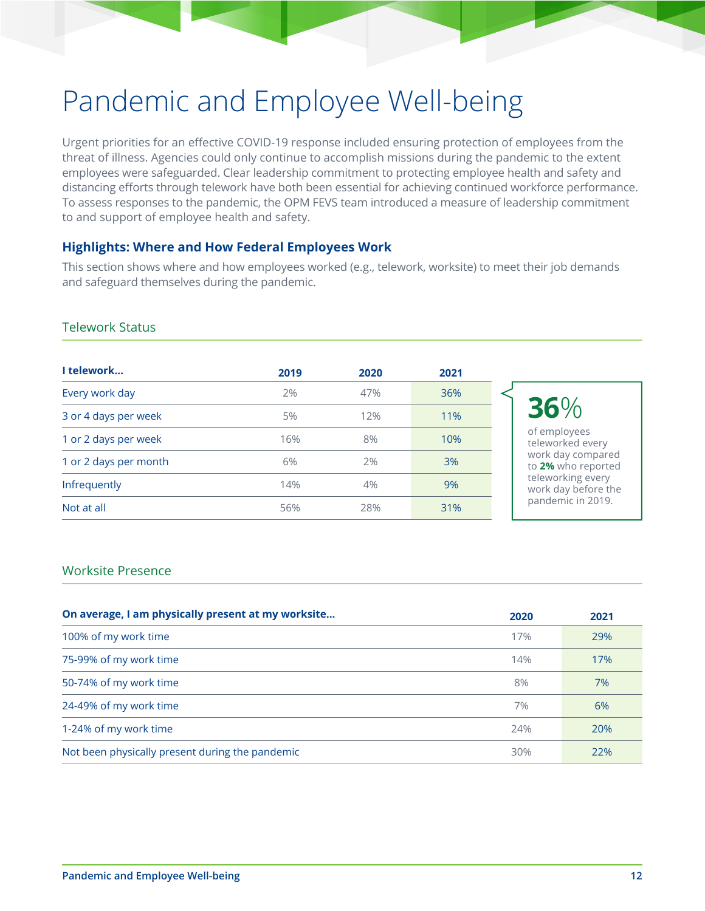# Pandemic and Employee Well-being

Urgent priorities for an effective COVID-19 response included ensuring protection of employees from the threat of illness. Agencies could only continue to accomplish missions during the pandemic to the extent employees were safeguarded. Clear leadership commitment to protecting employee health and safety and distancing efforts through telework have both been essential for achieving continued workforce performance. To assess responses to the pandemic, the OPM FEVS team introduced a measure of leadership commitment to and support of employee health and safety.

### Highlights: Where and How Federal Employees Work

This section shows where and how employees worked (e.g., telework, worksite) to meet their job demands and safeguard themselves during the pandemic.

#### Telework Status

| I telework... | 2019 | 2020 | 2021 |
|---|---|---|---|
| Every work day | 2% | 47% | 36% |
| 3 or 4 days per week | 5% | 12% | 11% |
| 1 or 2 days per week | 16% | 8% | 10% |
| 1 or 2 days per month | 6% | 2% | 3% |
| Infrequently | 14% | 4% | 9% |
| Not at all | 56% | 28% | 31% |

**36%** of employees teleworked every work day compared to **2%** who reported teleworking every work day before the pandemic in 2019.

#### Worksite Presence

| On average, I am physically present at my worksite... | 2020 | 2021 |
|---|---|---|
| 100% of my work time | 17% | 29% |
| 75-99% of my work time | 14% | 17% |
| 50-74% of my work time | 8% | 7% |
| 24-49% of my work time | 7% | 6% |
| 1-24% of my work time | 24% | 20% |
| Not been physically present during the pandemic | 30% | 22% |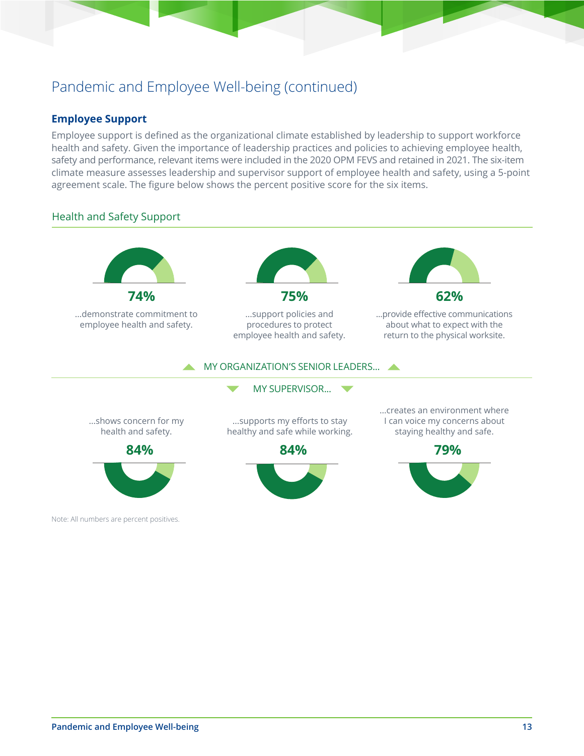## Pandemic and Employee Well-being (continued)

### Employee Support

Employee support is defined as the organizational climate established by leadership to support workforce health and safety. Given the importance of leadership practices and policies to achieving employee health, safety and performance, relevant items were included in the 2020 OPM FEVS and retained in 2021. The six-item climate measure assesses leadership and supervisor support of employee health and safety, using a 5-point agreement scale. The figure below shows the percent positive score for the six items.

#### Health and Safety Support

MY ORGANIZATION'S SENIOR LEADERS...

**74%** ...demonstrate commitment to employee health and safety.

**75%** ...support policies and procedures to protect employee health and safety.

**62%** ...provide effective communications about what to expect with the return to the physical worksite.

MY SUPERVISOR...

...shows concern for my health and safety. **84%**

...supports my efforts to stay healthy and safe while working. **84%**

...creates an environment where I can voice my concerns about staying healthy and safe. **79%**

Note: All numbers are percent positives.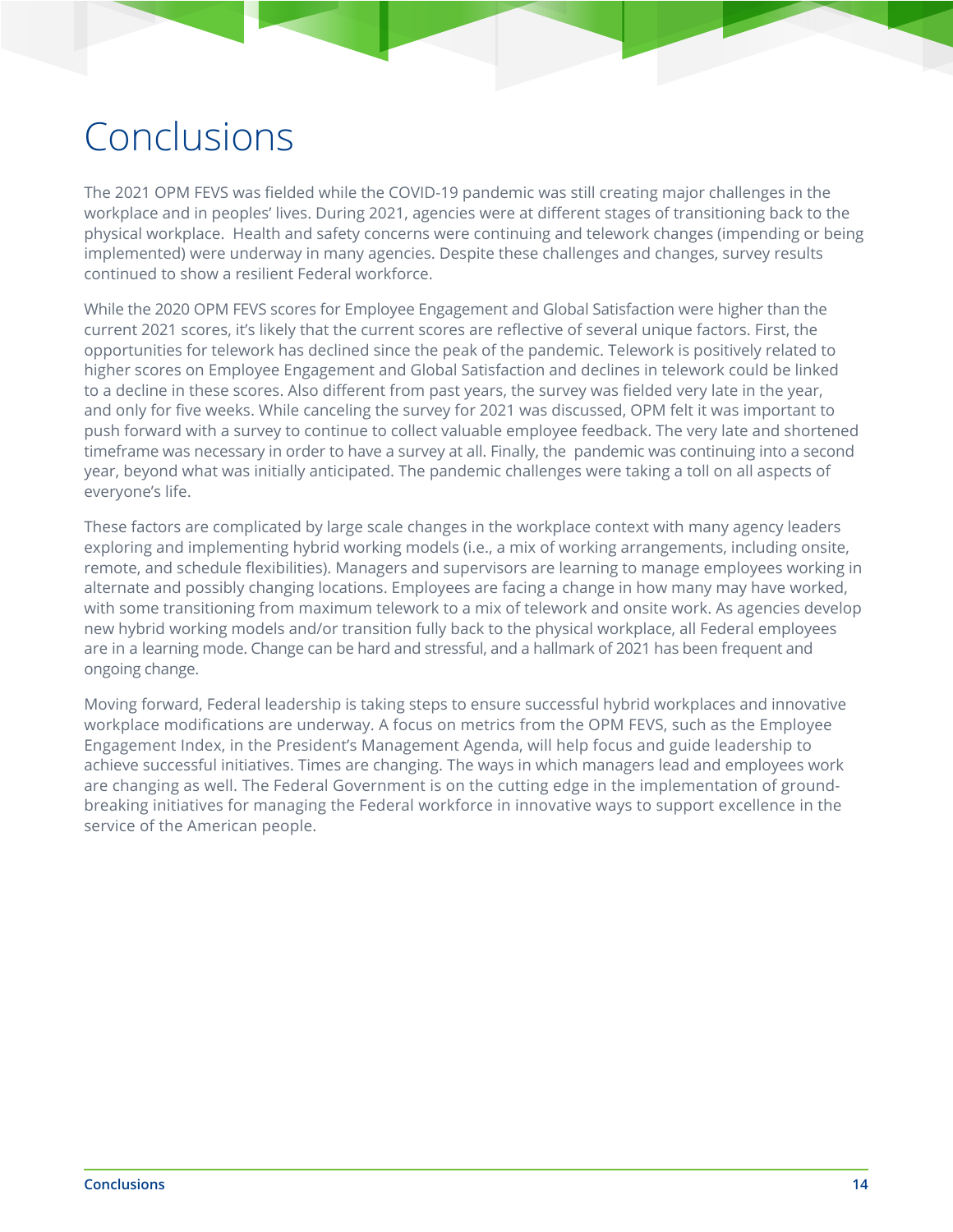# Conclusions

The 2021 OPM FEVS was fielded while the COVID-19 pandemic was still creating major challenges in the workplace and in peoples' lives. During 2021, agencies were at different stages of transitioning back to the physical workplace. Health and safety concerns were continuing and telework changes (impending or being implemented) were underway in many agencies. Despite these challenges and changes, survey results continued to show a resilient Federal workforce.

While the 2020 OPM FEVS scores for Employee Engagement and Global Satisfaction were higher than the current 2021 scores, it's likely that the current scores are reflective of several unique factors. First, the opportunities for telework has declined since the peak of the pandemic. Telework is positively related to higher scores on Employee Engagement and Global Satisfaction and declines in telework could be linked to a decline in these scores. Also different from past years, the survey was fielded very late in the year, and only for five weeks. While canceling the survey for 2021 was discussed, OPM felt it was important to push forward with a survey to continue to collect valuable employee feedback. The very late and shortened timeframe was necessary in order to have a survey at all. Finally, the pandemic was continuing into a second year, beyond what was initially anticipated. The pandemic challenges were taking a toll on all aspects of everyone's life.

These factors are complicated by large scale changes in the workplace context with many agency leaders exploring and implementing hybrid working models (i.e., a mix of working arrangements, including onsite, remote, and schedule flexibilities). Managers and supervisors are learning to manage employees working in alternate and possibly changing locations. Employees are facing a change in how many may have worked, with some transitioning from maximum telework to a mix of telework and onsite work. As agencies develop new hybrid working models and/or transition fully back to the physical workplace, all Federal employees are in a learning mode. Change can be hard and stressful, and a hallmark of 2021 has been frequent and ongoing change.

Moving forward, Federal leadership is taking steps to ensure successful hybrid workplaces and innovative workplace modifications are underway. A focus on metrics from the OPM FEVS, such as the Employee Engagement Index, in the President's Management Agenda, will help focus and guide leadership to achieve successful initiatives. Times are changing. The ways in which managers lead and employees work are changing as well. The Federal Government is on the cutting edge in the implementation of ground-breaking initiatives for managing the Federal workforce in innovative ways to support excellence in the service of the American people.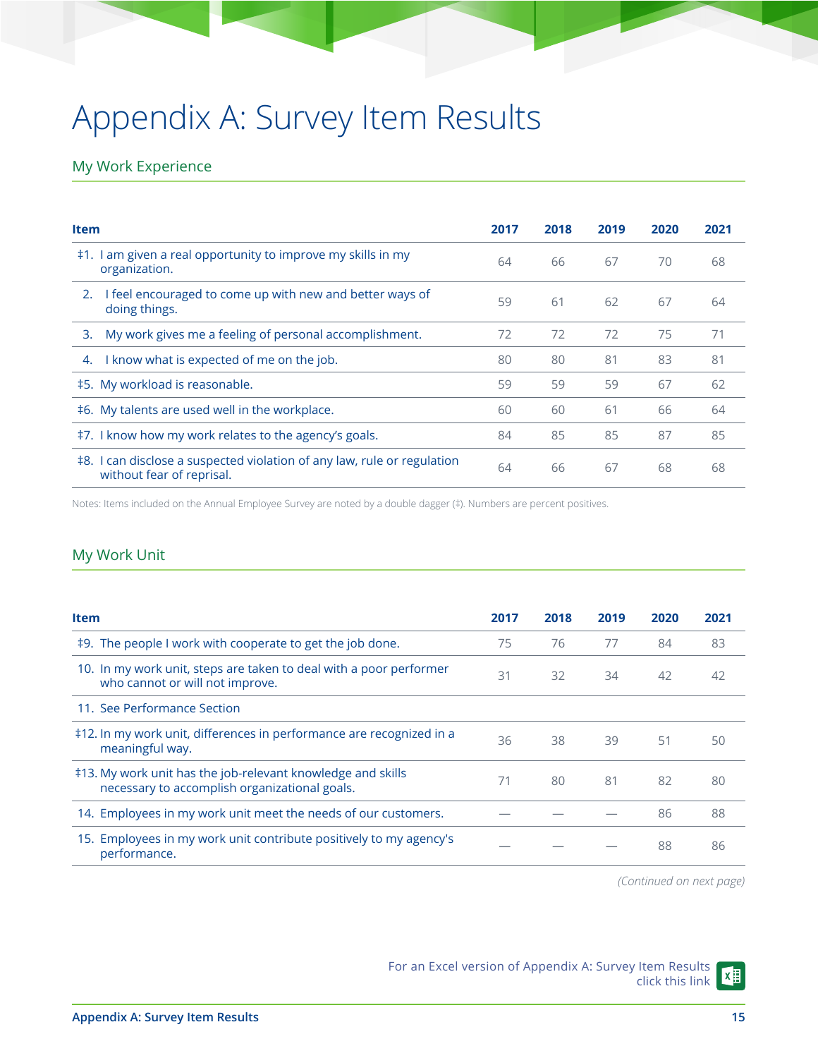# Appendix A: Survey Item Results

## My Work Experience

| Item | 2017 | 2018 | 2019 | 2020 | 2021 |
|---|---|---|---|---|---|
| ‡1. I am given a real opportunity to improve my skills in my organization. | 64 | 66 | 67 | 70 | 68 |
| 2. I feel encouraged to come up with new and better ways of doing things. | 59 | 61 | 62 | 67 | 64 |
| 3. My work gives me a feeling of personal accomplishment. | 72 | 72 | 72 | 75 | 71 |
| 4. I know what is expected of me on the job. | 80 | 80 | 81 | 83 | 81 |
| ‡5. My workload is reasonable. | 59 | 59 | 59 | 67 | 62 |
| ‡6. My talents are used well in the workplace. | 60 | 60 | 61 | 66 | 64 |
| ‡7. I know how my work relates to the agency's goals. | 84 | 85 | 85 | 87 | 85 |
| ‡8. I can disclose a suspected violation of any law, rule or regulation without fear of reprisal. | 64 | 66 | 67 | 68 | 68 |

Notes: Items included on the Annual Employee Survey are noted by a double dagger (‡). Numbers are percent positives.

## My Work Unit

| Item | 2017 | 2018 | 2019 | 2020 | 2021 |
|---|---|---|---|---|---|
| ‡9. The people I work with cooperate to get the job done. | 75 | 76 | 77 | 84 | 83 |
| 10. In my work unit, steps are taken to deal with a poor performer who cannot or will not improve. | 31 | 32 | 34 | 42 | 42 |
| 11. See Performance Section | | | | | |
| ‡12. In my work unit, differences in performance are recognized in a meaningful way. | 36 | 38 | 39 | 51 | 50 |
| ‡13. My work unit has the job-relevant knowledge and skills necessary to accomplish organizational goals. | 71 | 80 | 81 | 82 | 80 |
| 14. Employees in my work unit meet the needs of our customers. | — | — | — | 86 | 88 |
| 15. Employees in my work unit contribute positively to my agency's performance. | — | — | — | 88 | 86 |

*(Continued on next page)*

For an Excel version of Appendix A: Survey Item Results click this link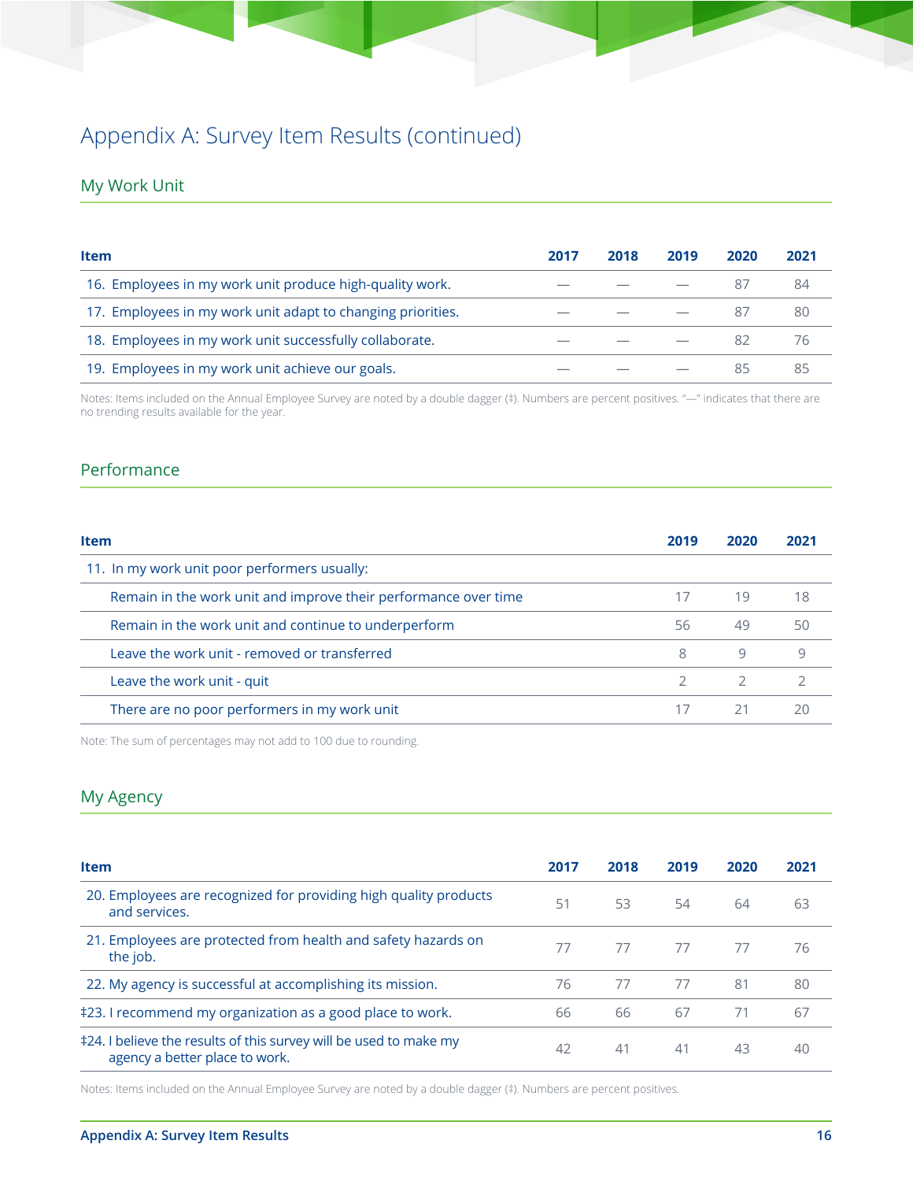# Appendix A: Survey Item Results (continued)

## My Work Unit

| Item | 2017 | 2018 | 2019 | 2020 | 2021 |
|---|---|---|---|---|---|
| 16. Employees in my work unit produce high-quality work. | — | — | — | 87 | 84 |
| 17. Employees in my work unit adapt to changing priorities. | — | — | — | 87 | 80 |
| 18. Employees in my work unit successfully collaborate. | — | — | — | 82 | 76 |
| 19. Employees in my work unit achieve our goals. | — | — | — | 85 | 85 |

Notes: Items included on the Annual Employee Survey are noted by a double dagger (‡). Numbers are percent positives. "—" indicates that there are no trending results available for the year.

## Performance

| Item | 2019 | 2020 | 2021 |
|---|---|---|---|
| 11. In my work unit poor performers usually: | | | |
| Remain in the work unit and improve their performance over time | 17 | 19 | 18 |
| Remain in the work unit and continue to underperform | 56 | 49 | 50 |
| Leave the work unit - removed or transferred | 8 | 9 | 9 |
| Leave the work unit - quit | 2 | 2 | 2 |
| There are no poor performers in my work unit | 17 | 21 | 20 |

Note: The sum of percentages may not add to 100 due to rounding.

## My Agency

| Item | 2017 | 2018 | 2019 | 2020 | 2021 |
|---|---|---|---|---|---|
| 20. Employees are recognized for providing high quality products and services. | 51 | 53 | 54 | 64 | 63 |
| 21. Employees are protected from health and safety hazards on the job. | 77 | 77 | 77 | 77 | 76 |
| 22. My agency is successful at accomplishing its mission. | 76 | 77 | 77 | 81 | 80 |
| ‡23. I recommend my organization as a good place to work. | 66 | 66 | 67 | 71 | 67 |
| ‡24. I believe the results of this survey will be used to make my agency a better place to work. | 42 | 41 | 41 | 43 | 40 |

Notes: Items included on the Annual Employee Survey are noted by a double dagger (‡). Numbers are percent positives.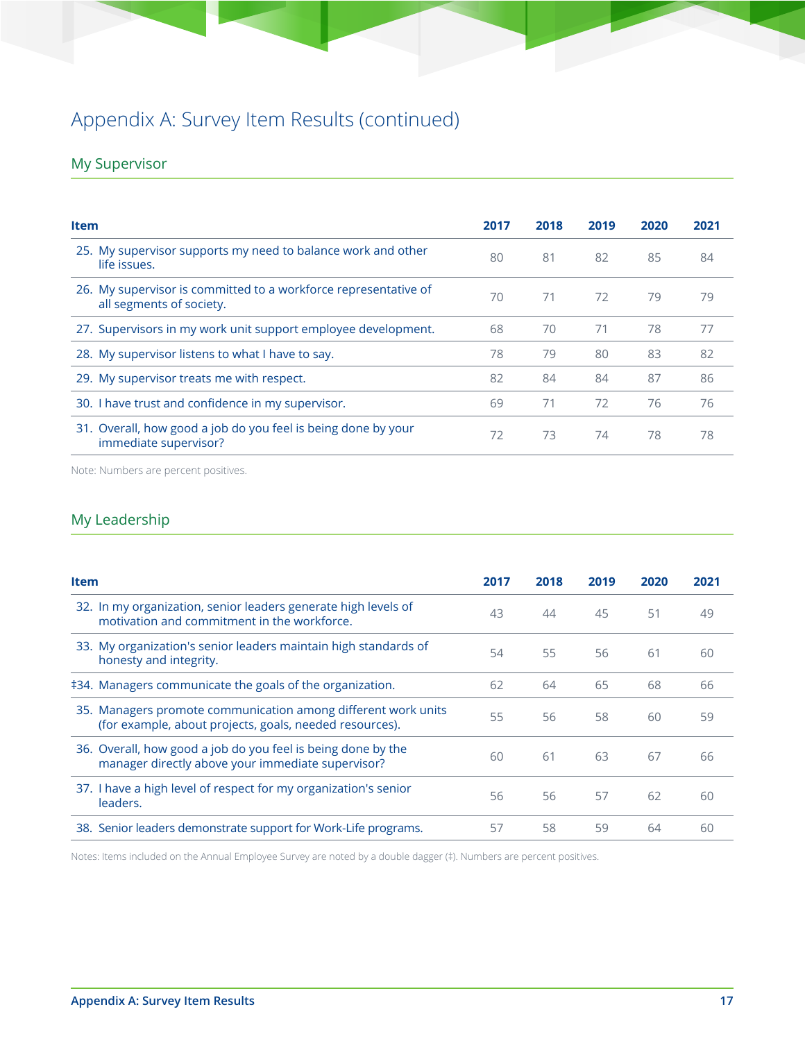# Appendix A: Survey Item Results (continued)

## My Supervisor

| Item | 2017 | 2018 | 2019 | 2020 | 2021 |
|---|---|---|---|---|---|
| 25. My supervisor supports my need to balance work and other life issues. | 80 | 81 | 82 | 85 | 84 |
| 26. My supervisor is committed to a workforce representative of all segments of society. | 70 | 71 | 72 | 79 | 79 |
| 27. Supervisors in my work unit support employee development. | 68 | 70 | 71 | 78 | 77 |
| 28. My supervisor listens to what I have to say. | 78 | 79 | 80 | 83 | 82 |
| 29. My supervisor treats me with respect. | 82 | 84 | 84 | 87 | 86 |
| 30. I have trust and confidence in my supervisor. | 69 | 71 | 72 | 76 | 76 |
| 31. Overall, how good a job do you feel is being done by your immediate supervisor? | 72 | 73 | 74 | 78 | 78 |

Note: Numbers are percent positives.

## My Leadership

| Item | 2017 | 2018 | 2019 | 2020 | 2021 |
|---|---|---|---|---|---|
| 32. In my organization, senior leaders generate high levels of motivation and commitment in the workforce. | 43 | 44 | 45 | 51 | 49 |
| 33. My organization's senior leaders maintain high standards of honesty and integrity. | 54 | 55 | 56 | 61 | 60 |
| ‡34. Managers communicate the goals of the organization. | 62 | 64 | 65 | 68 | 66 |
| 35. Managers promote communication among different work units (for example, about projects, goals, needed resources). | 55 | 56 | 58 | 60 | 59 |
| 36. Overall, how good a job do you feel is being done by the manager directly above your immediate supervisor? | 60 | 61 | 63 | 67 | 66 |
| 37. I have a high level of respect for my organization's senior leaders. | 56 | 56 | 57 | 62 | 60 |
| 38. Senior leaders demonstrate support for Work-Life programs. | 57 | 58 | 59 | 64 | 60 |

Notes: Items included on the Annual Employee Survey are noted by a double dagger (‡). Numbers are percent positives.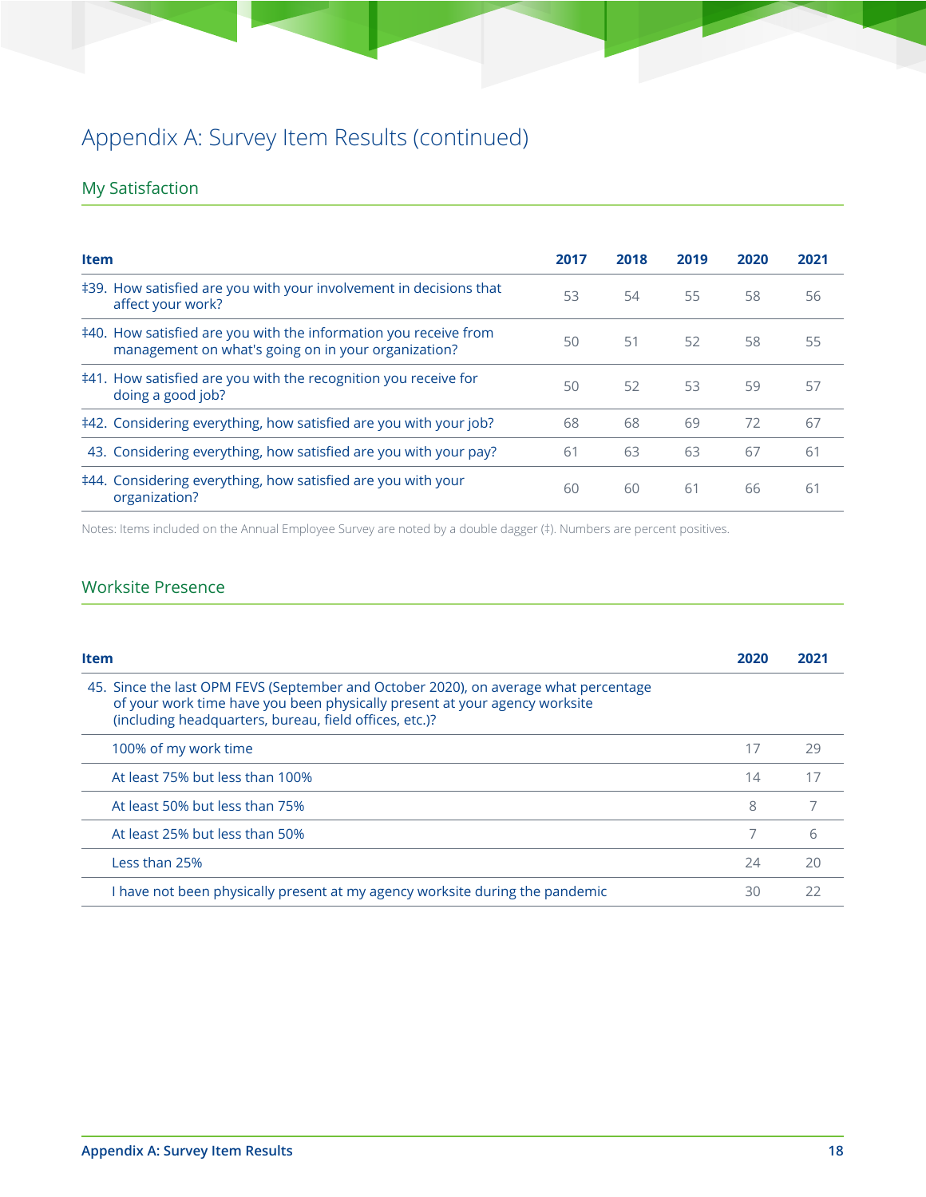# Appendix A: Survey Item Results (continued)

## My Satisfaction

| Item | 2017 | 2018 | 2019 | 2020 | 2021 |
|---|---|---|---|---|---|
| ‡39. How satisfied are you with your involvement in decisions that affect your work? | 53 | 54 | 55 | 58 | 56 |
| ‡40. How satisfied are you with the information you receive from management on what's going on in your organization? | 50 | 51 | 52 | 58 | 55 |
| ‡41. How satisfied are you with the recognition you receive for doing a good job? | 50 | 52 | 53 | 59 | 57 |
| ‡42. Considering everything, how satisfied are you with your job? | 68 | 68 | 69 | 72 | 67 |
| 43. Considering everything, how satisfied are you with your pay? | 61 | 63 | 63 | 67 | 61 |
| ‡44. Considering everything, how satisfied are you with your organization? | 60 | 60 | 61 | 66 | 61 |

Notes: Items included on the Annual Employee Survey are noted by a double dagger (‡). Numbers are percent positives.

## Worksite Presence

| Item | 2020 | 2021 |
|---|---|---|
| 45. Since the last OPM FEVS (September and October 2020), on average what percentage of your work time have you been physically present at your agency worksite (including headquarters, bureau, field offices, etc.)? | | |
| 100% of my work time | 17 | 29 |
| At least 75% but less than 100% | 14 | 17 |
| At least 50% but less than 75% | 8 | 7 |
| At least 25% but less than 50% | 7 | 6 |
| Less than 25% | 24 | 20 |
| I have not been physically present at my agency worksite during the pandemic | 30 | 22 |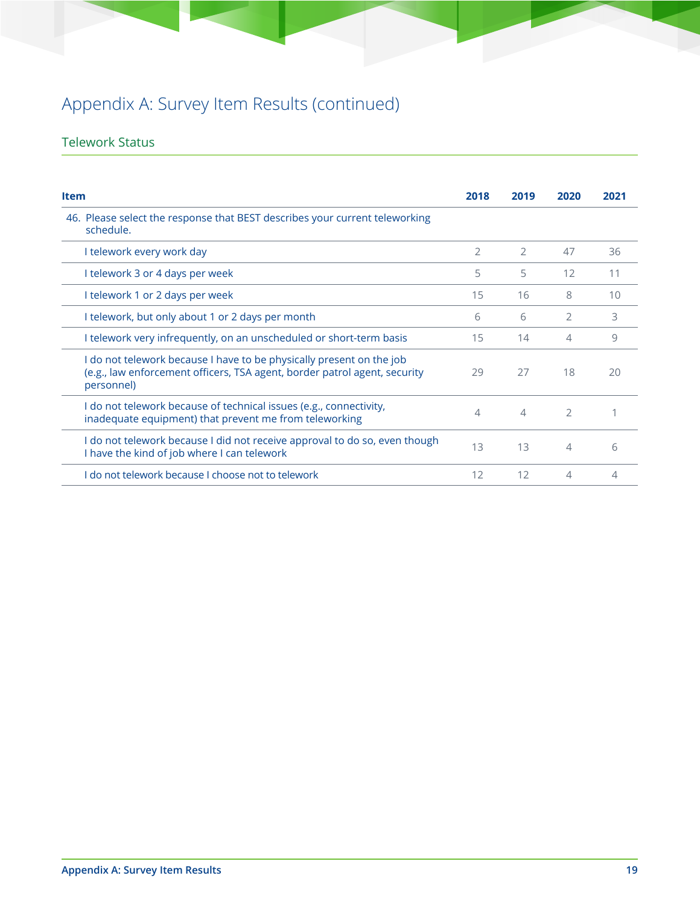# Appendix A: Survey Item Results (continued)

## Telework Status

| Item | 2018 | 2019 | 2020 | 2021 |
|---|---|---|---|---|
| 46. Please select the response that BEST describes your current teleworking schedule. | | | | |
| I telework every work day | 2 | 2 | 47 | 36 |
| I telework 3 or 4 days per week | 5 | 5 | 12 | 11 |
| I telework 1 or 2 days per week | 15 | 16 | 8 | 10 |
| I telework, but only about 1 or 2 days per month | 6 | 6 | 2 | 3 |
| I telework very infrequently, on an unscheduled or short-term basis | 15 | 14 | 4 | 9 |
| I do not telework because I have to be physically present on the job (e.g., law enforcement officers, TSA agent, border patrol agent, security personnel) | 29 | 27 | 18 | 20 |
| I do not telework because of technical issues (e.g., connectivity, inadequate equipment) that prevent me from teleworking | 4 | 4 | 2 | 1 |
| I do not telework because I did not receive approval to do so, even though I have the kind of job where I can telework | 13 | 13 | 4 | 6 |
| I do not telework because I choose not to telework | 12 | 12 | 4 | 4 |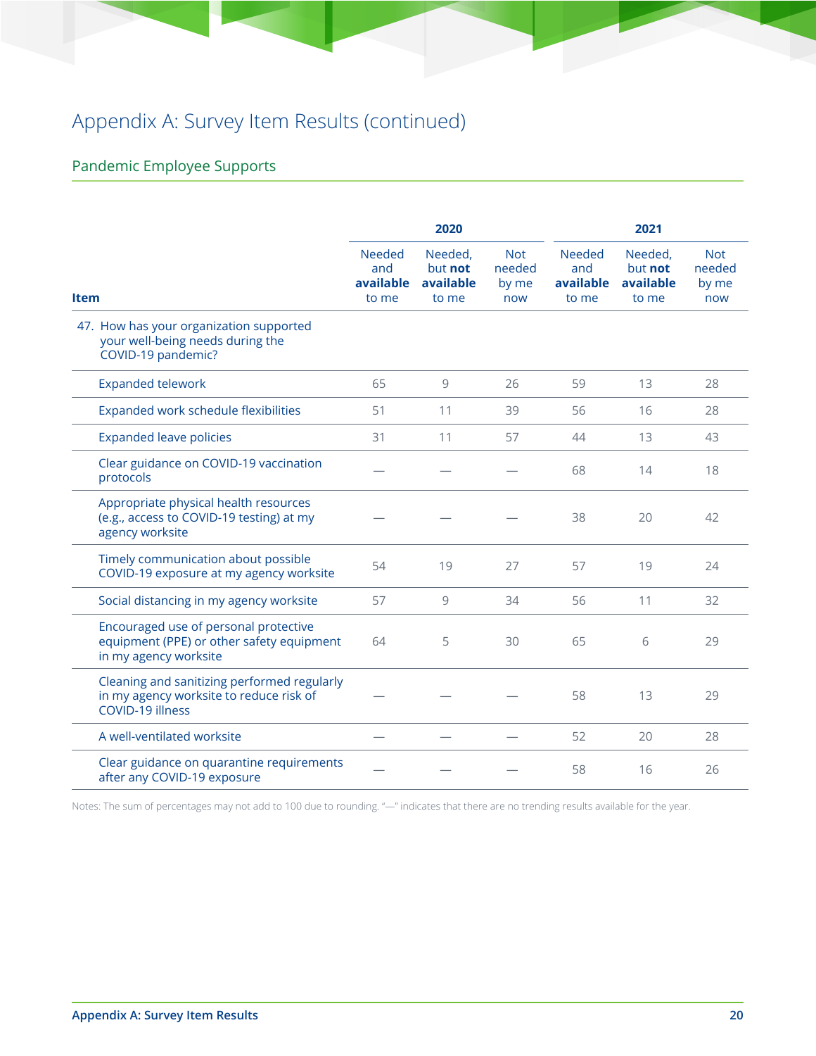# Appendix A: Survey Item Results (continued)

## Pandemic Employee Supports

| Item | 2020 | | | 2021 | | |
|---|---|---|---|---|---|---|
| | Needed and **available** to me | Needed, but **not available** to me | Not needed by me now | Needed and **available** to me | Needed, but **not available** to me | Not needed by me now |
| 47. How has your organization supported your well-being needs during the COVID-19 pandemic? | | | | | | |
| Expanded telework | 65 | 9 | 26 | 59 | 13 | 28 |
| Expanded work schedule flexibilities | 51 | 11 | 39 | 56 | 16 | 28 |
| Expanded leave policies | 31 | 11 | 57 | 44 | 13 | 43 |
| Clear guidance on COVID-19 vaccination protocols | — | — | — | 68 | 14 | 18 |
| Appropriate physical health resources (e.g., access to COVID-19 testing) at my agency worksite | — | — | — | 38 | 20 | 42 |
| Timely communication about possible COVID-19 exposure at my agency worksite | 54 | 19 | 27 | 57 | 19 | 24 |
| Social distancing in my agency worksite | 57 | 9 | 34 | 56 | 11 | 32 |
| Encouraged use of personal protective equipment (PPE) or other safety equipment in my agency worksite | 64 | 5 | 30 | 65 | 6 | 29 |
| Cleaning and sanitizing performed regularly in my agency worksite to reduce risk of COVID-19 illness | — | — | — | 58 | 13 | 29 |
| A well-ventilated worksite | — | — | — | 52 | 20 | 28 |
| Clear guidance on quarantine requirements after any COVID-19 exposure | — | — | — | 58 | 16 | 26 |

Notes: The sum of percentages may not add to 100 due to rounding. "—" indicates that there are no trending results available for the year.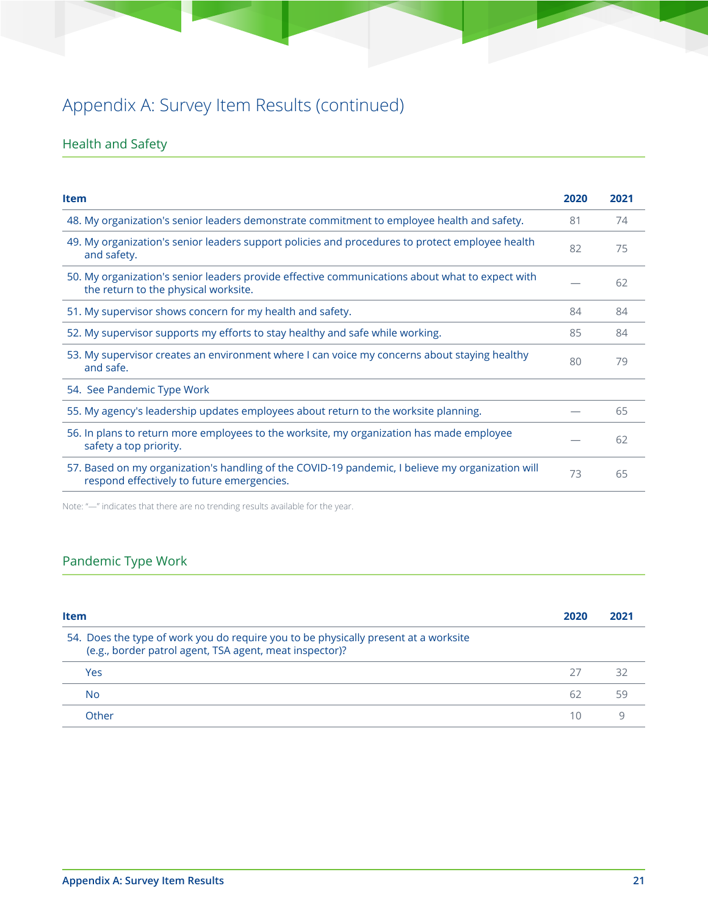# Appendix A: Survey Item Results (continued)

## Health and Safety

| Item | 2020 | 2021 |
|---|---|---|
| 48. My organization's senior leaders demonstrate commitment to employee health and safety. | 81 | 74 |
| 49. My organization's senior leaders support policies and procedures to protect employee health and safety. | 82 | 75 |
| 50. My organization's senior leaders provide effective communications about what to expect with the return to the physical worksite. | — | 62 |
| 51. My supervisor shows concern for my health and safety. | 84 | 84 |
| 52. My supervisor supports my efforts to stay healthy and safe while working. | 85 | 84 |
| 53. My supervisor creates an environment where I can voice my concerns about staying healthy and safe. | 80 | 79 |
| 54. See Pandemic Type Work | | |
| 55. My agency's leadership updates employees about return to the worksite planning. | — | 65 |
| 56. In plans to return more employees to the worksite, my organization has made employee safety a top priority. | — | 62 |
| 57. Based on my organization's handling of the COVID-19 pandemic, I believe my organization will respond effectively to future emergencies. | 73 | 65 |

Note: "—" indicates that there are no trending results available for the year.

## Pandemic Type Work

| Item | 2020 | 2021 |
|---|---|---|
| 54. Does the type of work you do require you to be physically present at a worksite (e.g., border patrol agent, TSA agent, meat inspector)? | | |
| Yes | 27 | 32 |
| No | 62 | 59 |
| Other | 10 | 9 |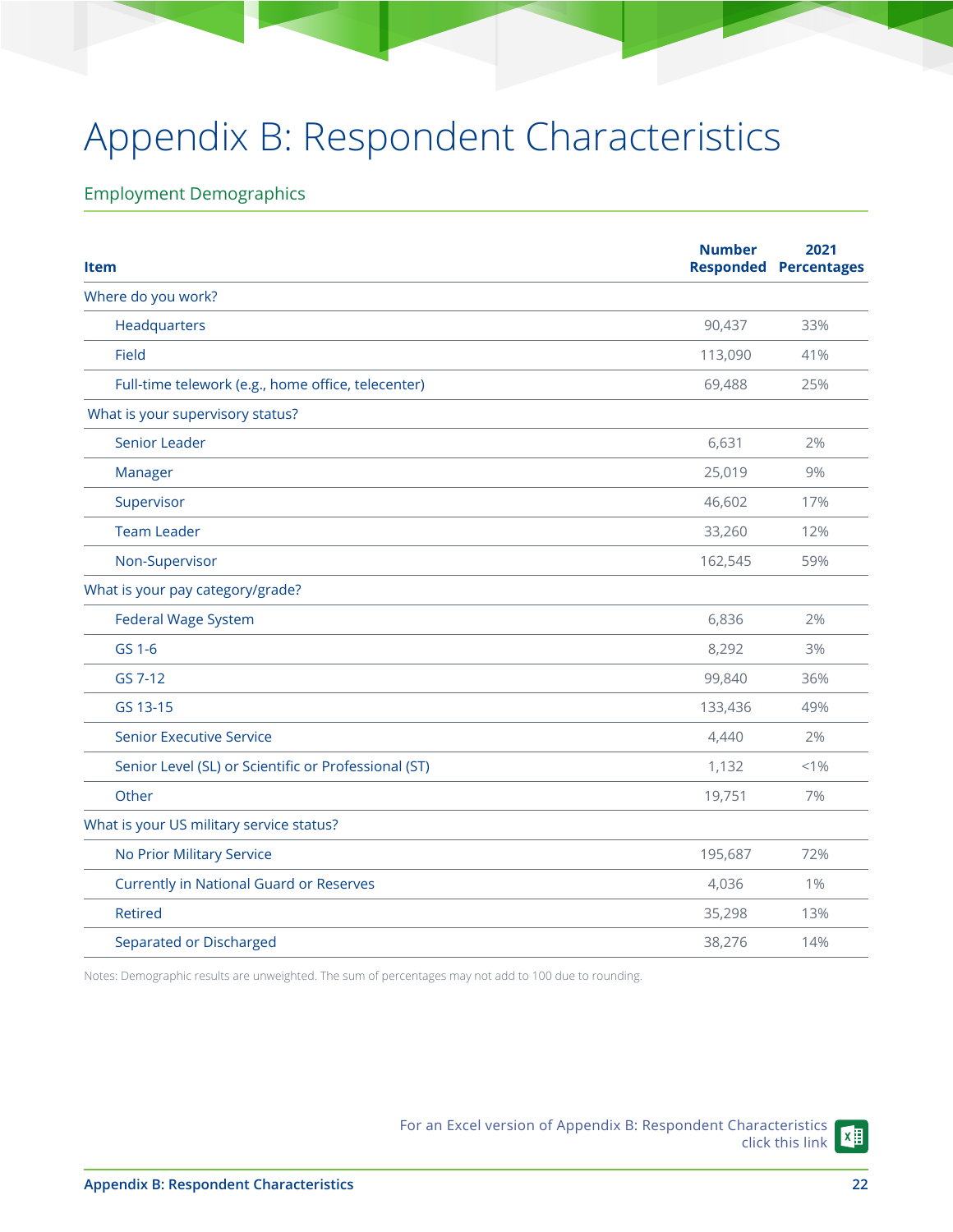# Appendix B: Respondent Characteristics

## Employment Demographics

| Item | Number Responded | 2021 Percentages |
|---|---|---|
| **Where do you work?** | | |
| Headquarters | 90,437 | 33% |
| Field | 113,090 | 41% |
| Full-time telework (e.g., home office, telecenter) | 69,488 | 25% |
| **What is your supervisory status?** | | |
| Senior Leader | 6,631 | 2% |
| Manager | 25,019 | 9% |
| Supervisor | 46,602 | 17% |
| Team Leader | 33,260 | 12% |
| Non-Supervisor | 162,545 | 59% |
| **What is your pay category/grade?** | | |
| Federal Wage System | 6,836 | 2% |
| GS 1-6 | 8,292 | 3% |
| GS 7-12 | 99,840 | 36% |
| GS 13-15 | 133,436 | 49% |
| Senior Executive Service | 4,440 | 2% |
| Senior Level (SL) or Scientific or Professional (ST) | 1,132 | <1% |
| Other | 19,751 | 7% |
| **What is your US military service status?** | | |
| No Prior Military Service | 195,687 | 72% |
| Currently in National Guard or Reserves | 4,036 | 1% |
| Retired | 35,298 | 13% |
| Separated or Discharged | 38,276 | 14% |

Notes: Demographic results are unweighted. The sum of percentages may not add to 100 due to rounding.

For an Excel version of Appendix B: Respondent Characteristics click this link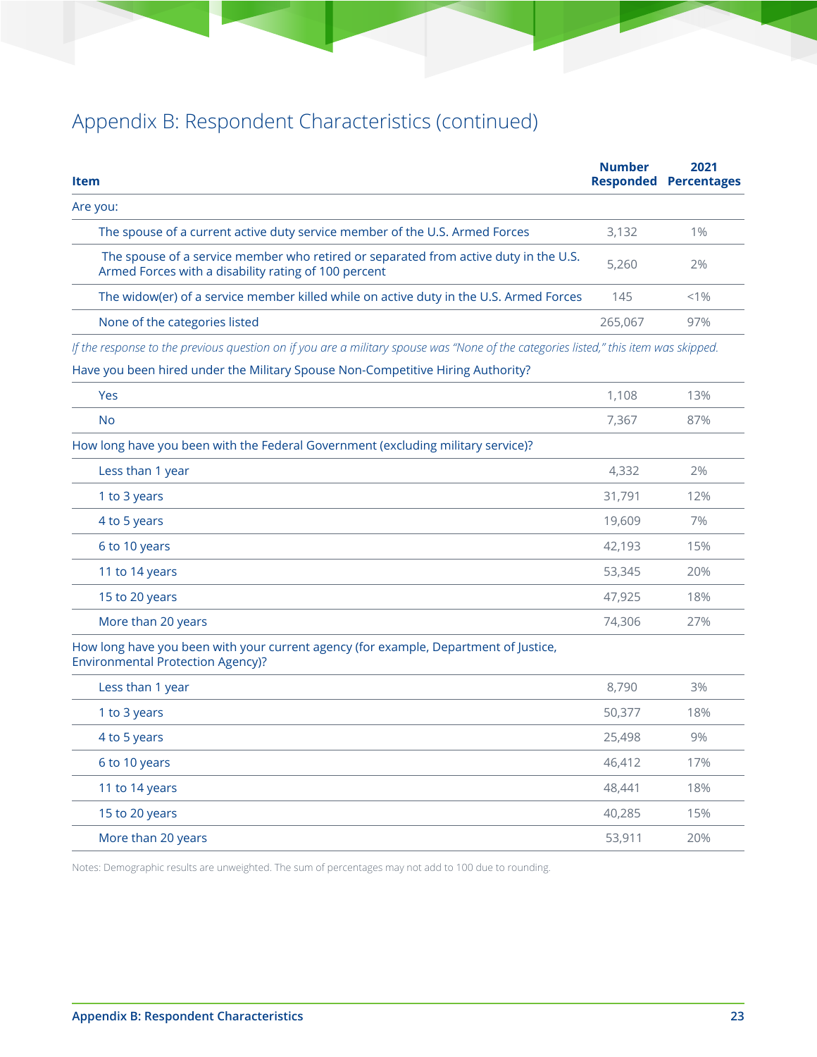# Appendix B: Respondent Characteristics (continued)

| Item | Number Responded | 2021 Percentages |
|---|---|---|
| Are you: | | |
| The spouse of a current active duty service member of the U.S. Armed Forces | 3,132 | 1% |
| The spouse of a service member who retired or separated from active duty in the U.S. Armed Forces with a disability rating of 100 percent | 5,260 | 2% |
| The widow(er) of a service member killed while on active duty in the U.S. Armed Forces | 145 | <1% |
| None of the categories listed | 265,067 | 97% |
| *If the response to the previous question on if you are a military spouse was "None of the categories listed," this item was skipped.* | | |
| Have you been hired under the Military Spouse Non-Competitive Hiring Authority? | | |
| Yes | 1,108 | 13% |
| No | 7,367 | 87% |
| How long have you been with the Federal Government (excluding military service)? | | |
| Less than 1 year | 4,332 | 2% |
| 1 to 3 years | 31,791 | 12% |
| 4 to 5 years | 19,609 | 7% |
| 6 to 10 years | 42,193 | 15% |
| 11 to 14 years | 53,345 | 20% |
| 15 to 20 years | 47,925 | 18% |
| More than 20 years | 74,306 | 27% |
| How long have you been with your current agency (for example, Department of Justice, Environmental Protection Agency)? | | |
| Less than 1 year | 8,790 | 3% |
| 1 to 3 years | 50,377 | 18% |
| 4 to 5 years | 25,498 | 9% |
| 6 to 10 years | 46,412 | 17% |
| 11 to 14 years | 48,441 | 18% |
| 15 to 20 years | 40,285 | 15% |
| More than 20 years | 53,911 | 20% |

Notes: Demographic results are unweighted. The sum of percentages may not add to 100 due to rounding.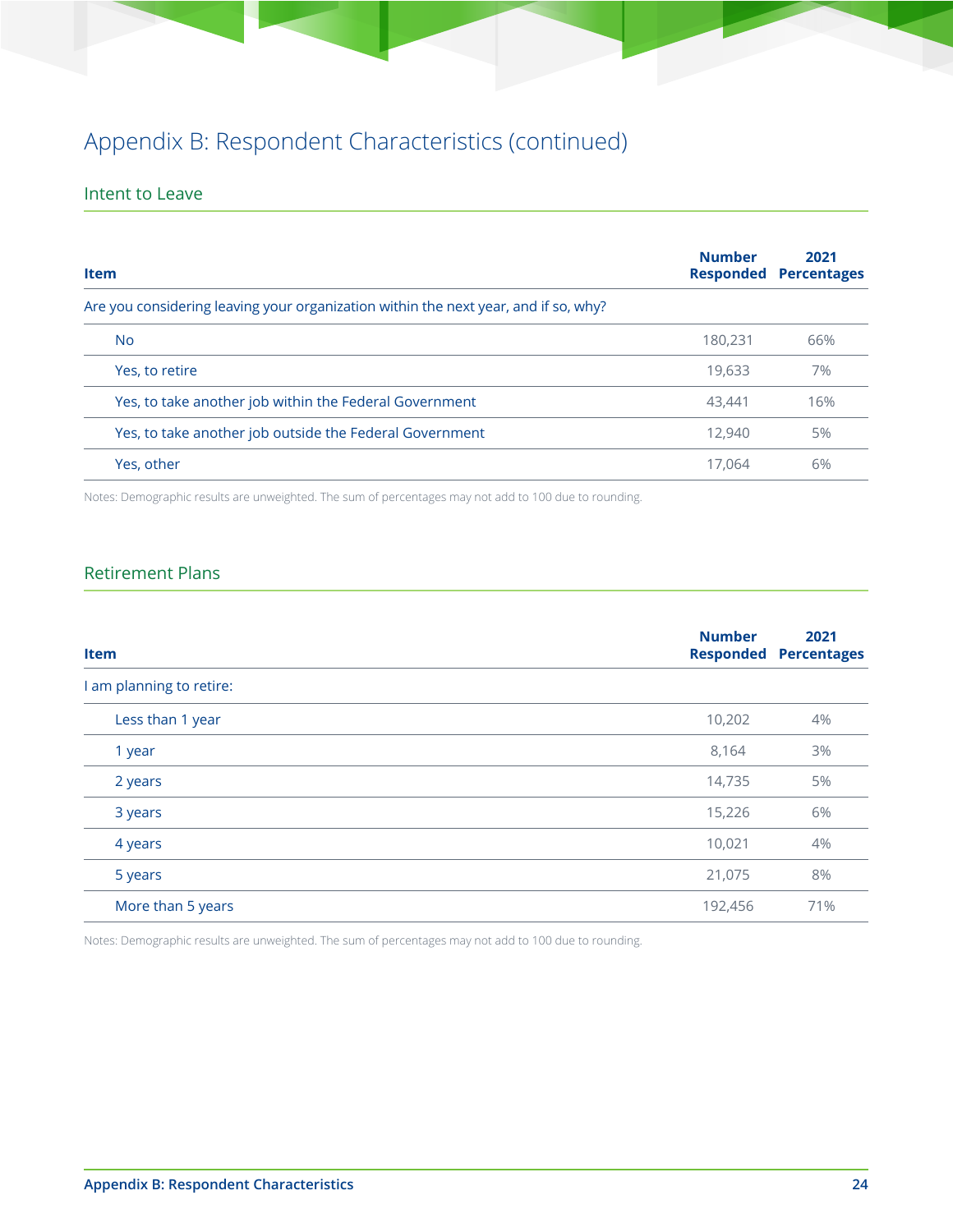# Appendix B: Respondent Characteristics (continued)

## Intent to Leave

| Item | Number Responded | 2021 Percentages |
|---|---|---|
| Are you considering leaving your organization within the next year, and if so, why? | | |
| No | 180,231 | 66% |
| Yes, to retire | 19,633 | 7% |
| Yes, to take another job within the Federal Government | 43,441 | 16% |
| Yes, to take another job outside the Federal Government | 12,940 | 5% |
| Yes, other | 17,064 | 6% |

Notes: Demographic results are unweighted. The sum of percentages may not add to 100 due to rounding.

## Retirement Plans

| Item | Number Responded | 2021 Percentages |
|---|---|---|
| I am planning to retire: | | |
| Less than 1 year | 10,202 | 4% |
| 1 year | 8,164 | 3% |
| 2 years | 14,735 | 5% |
| 3 years | 15,226 | 6% |
| 4 years | 10,021 | 4% |
| 5 years | 21,075 | 8% |
| More than 5 years | 192,456 | 71% |

Notes: Demographic results are unweighted. The sum of percentages may not add to 100 due to rounding.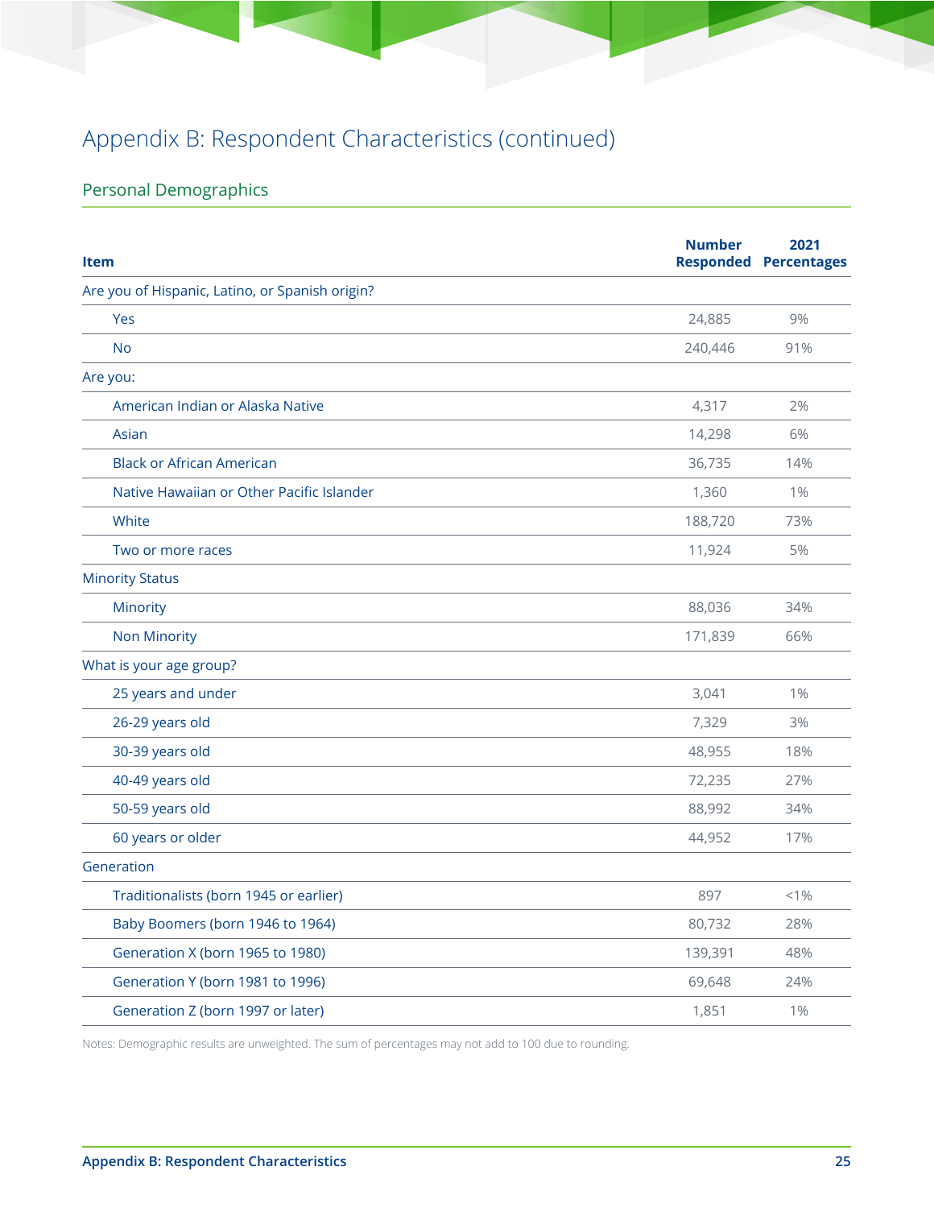# Appendix B: Respondent Characteristics (continued)

## Personal Demographics

| Item | Number Responded | 2021 Percentages |
|---|---|---|
| Are you of Hispanic, Latino, or Spanish origin? | | |
| Yes | 24,885 | 9% |
| No | 240,446 | 91% |
| Are you: | | |
| American Indian or Alaska Native | 4,317 | 2% |
| Asian | 14,298 | 6% |
| Black or African American | 36,735 | 14% |
| Native Hawaiian or Other Pacific Islander | 1,360 | 1% |
| White | 188,720 | 73% |
| Two or more races | 11,924 | 5% |
| Minority Status | | |
| Minority | 88,036 | 34% |
| Non Minority | 171,839 | 66% |
| What is your age group? | | |
| 25 years and under | 3,041 | 1% |
| 26-29 years old | 7,329 | 3% |
| 30-39 years old | 48,955 | 18% |
| 40-49 years old | 72,235 | 27% |
| 50-59 years old | 88,992 | 34% |
| 60 years or older | 44,952 | 17% |
| Generation | | |
| Traditionalists (born 1945 or earlier) | 897 | <1% |
| Baby Boomers (born 1946 to 1964) | 80,732 | 28% |
| Generation X (born 1965 to 1980) | 139,391 | 48% |
| Generation Y (born 1981 to 1996) | 69,648 | 24% |
| Generation Z (born 1997 or later) | 1,851 | 1% |

Notes: Demographic results are unweighted. The sum of percentages may not add to 100 due to rounding.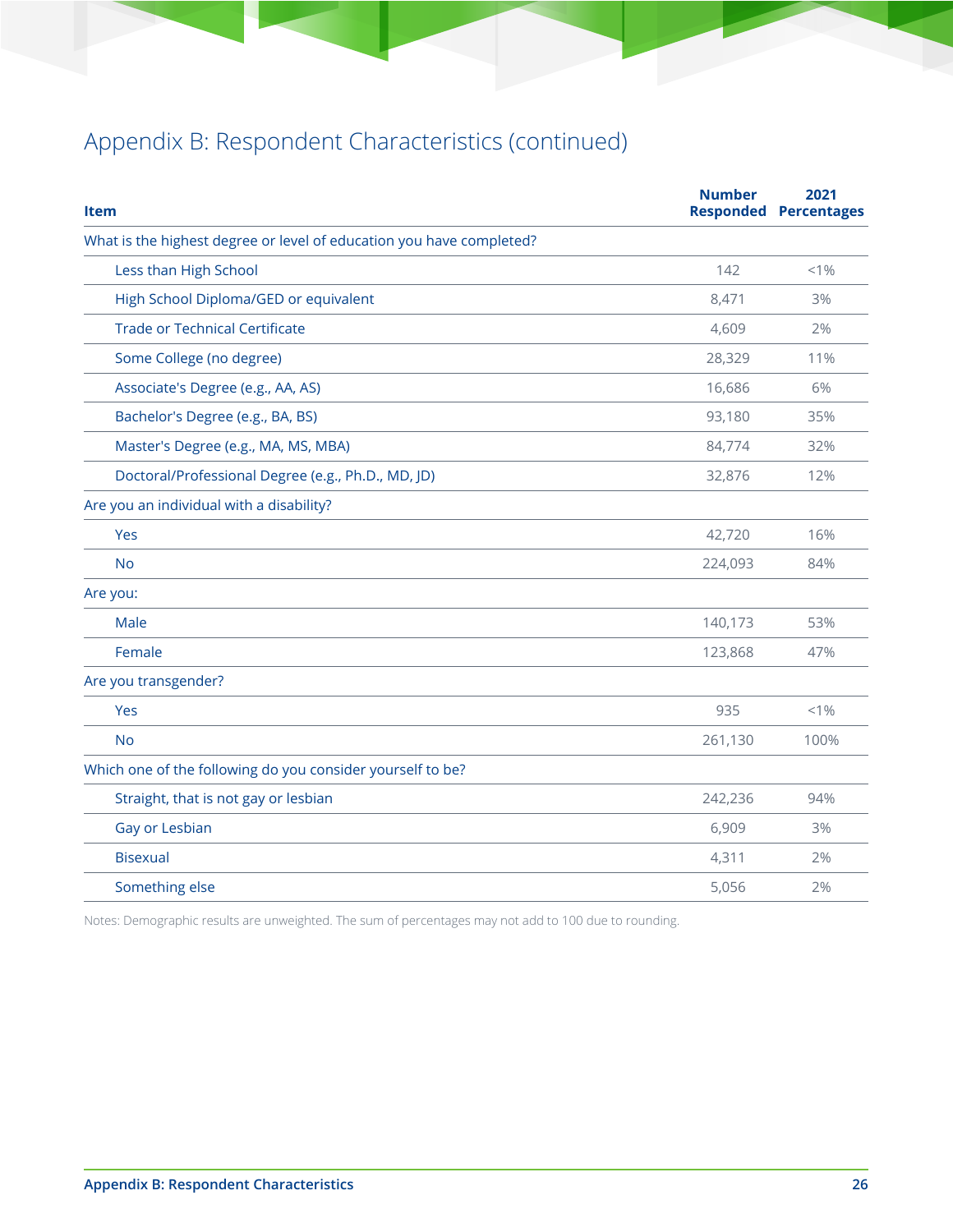## Appendix B: Respondent Characteristics (continued)

| Item | Number Responded | 2021 Percentages |
|---|---|---|
| What is the highest degree or level of education you have completed? | | |
| Less than High School | 142 | <1% |
| High School Diploma/GED or equivalent | 8,471 | 3% |
| Trade or Technical Certificate | 4,609 | 2% |
| Some College (no degree) | 28,329 | 11% |
| Associate's Degree (e.g., AA, AS) | 16,686 | 6% |
| Bachelor's Degree (e.g., BA, BS) | 93,180 | 35% |
| Master's Degree (e.g., MA, MS, MBA) | 84,774 | 32% |
| Doctoral/Professional Degree (e.g., Ph.D., MD, JD) | 32,876 | 12% |
| Are you an individual with a disability? | | |
| Yes | 42,720 | 16% |
| No | 224,093 | 84% |
| Are you: | | |
| Male | 140,173 | 53% |
| Female | 123,868 | 47% |
| Are you transgender? | | |
| Yes | 935 | <1% |
| No | 261,130 | 100% |
| Which one of the following do you consider yourself to be? | | |
| Straight, that is not gay or lesbian | 242,236 | 94% |
| Gay or Lesbian | 6,909 | 3% |
| Bisexual | 4,311 | 2% |
| Something else | 5,056 | 2% |

Notes: Demographic results are unweighted. The sum of percentages may not add to 100 due to rounding.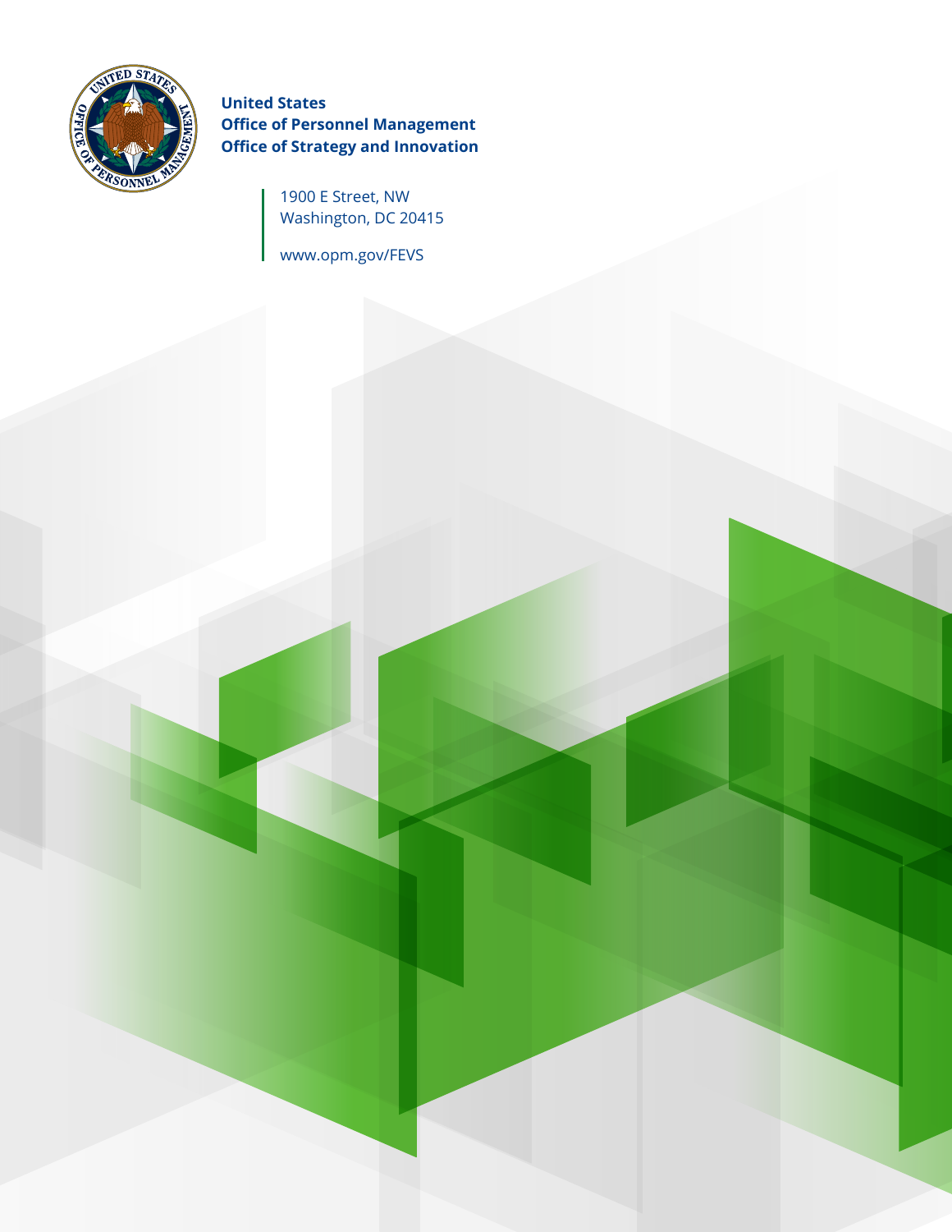**United States**
**Office of Personnel Management**
**Office of Strategy and Innovation**

1900 E Street, NW
Washington, DC 20415

www.opm.gov/FEVS